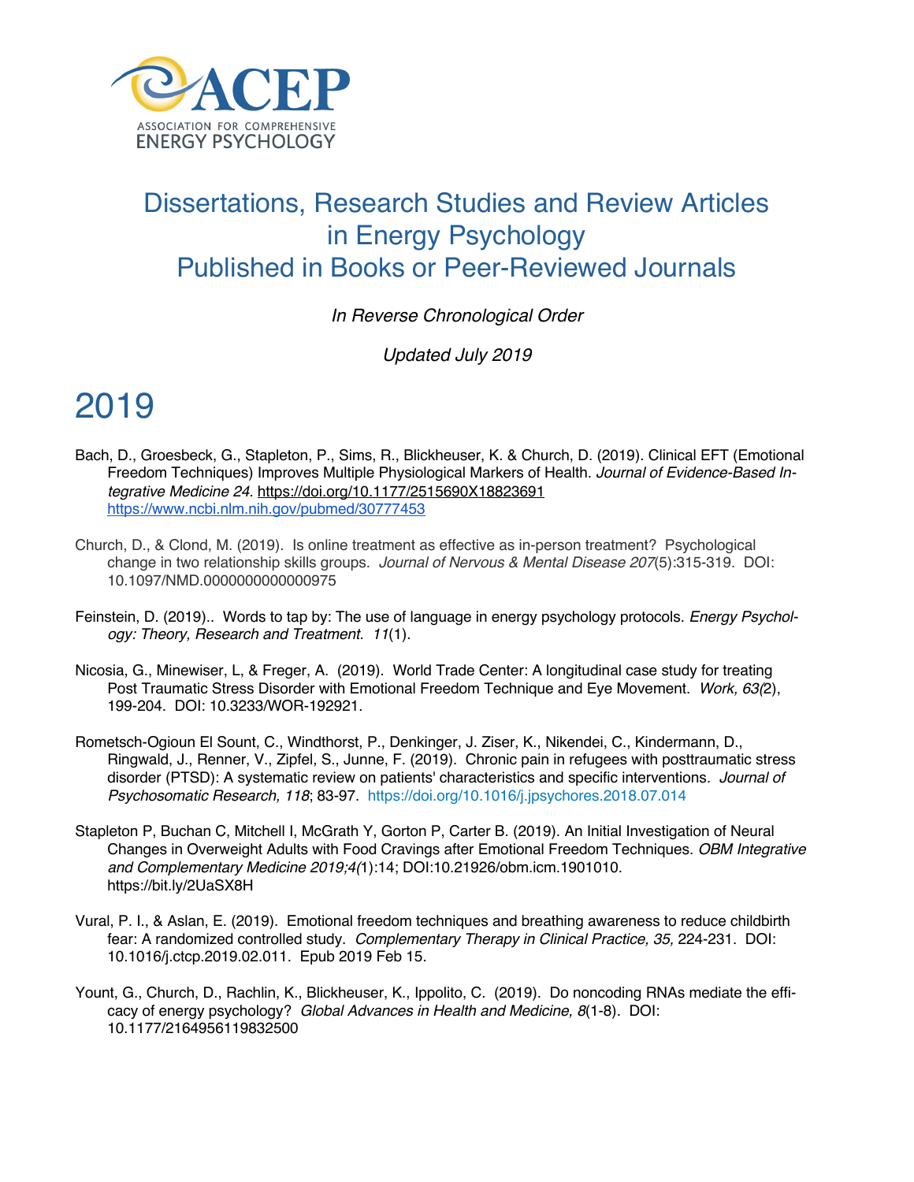ACEP

ASSOCIATION FOR COMPREHENSIVE ENERGY PSYCHOLOGY

# Dissertations, Research Studies and Review Articles in Energy Psychology Published in Books or Peer-Reviewed Journals

*In Reverse Chronological Order*

*Updated July 2019*

# 2019

Bach, D., Groesbeck, G., Stapleton, P., Sims, R., Blickheuser, K. & Church, D. (2019). Clinical EFT (Emotional Freedom Techniques) Improves Multiple Physiological Markers of Health. *Journal of Evidence-Based Integrative Medicine 24*. https://doi.org/10.1177/2515690X18823691 https://www.ncbi.nlm.nih.gov/pubmed/30777453

Church, D., & Clond, M. (2019). Is online treatment as effective as in-person treatment? Psychological change in two relationship skills groups. *Journal of Nervous & Mental Disease 207*(5):315-319. DOI: 10.1097/NMD.0000000000000975

Feinstein, D. (2019).. Words to tap by: The use of language in energy psychology protocols. *Energy Psychology: Theory, Research and Treatment. 11*(1).

Nicosia, G., Minewiser, L, & Freger, A. (2019). World Trade Center: A longitudinal case study for treating Post Traumatic Stress Disorder with Emotional Freedom Technique and Eye Movement. *Work, 63*(2), 199-204. DOI: 10.3233/WOR-192921.

Rometsch-Ogioun El Sount, C., Windthorst, P., Denkinger, J. Ziser, K., Nikendei, C., Kindermann, D., Ringwald, J., Renner, V., Zipfel, S., Junne, F. (2019). Chronic pain in refugees with posttraumatic stress disorder (PTSD): A systematic review on patients' characteristics and specific interventions. *Journal of Psychosomatic Research, 118*; 83-97. https://doi.org/10.1016/j.jpsychores.2018.07.014

Stapleton P, Buchan C, Mitchell I, McGrath Y, Gorton P, Carter B. (2019). An Initial Investigation of Neural Changes in Overweight Adults with Food Cravings after Emotional Freedom Techniques. *OBM Integrative and Complementary Medicine 2019;4*(1):14; DOI:10.21926/obm.icm.1901010. https://bit.ly/2UaSX8H

Vural, P. I., & Aslan, E. (2019). Emotional freedom techniques and breathing awareness to reduce childbirth fear: A randomized controlled study. *Complementary Therapy in Clinical Practice, 35,* 224-231. DOI: 10.1016/j.ctcp.2019.02.011. Epub 2019 Feb 15.

Yount, G., Church, D., Rachlin, K., Blickheuser, K., Ippolito, C. (2019). Do noncoding RNAs mediate the efficacy of energy psychology? *Global Advances in Health and Medicine, 8*(1-8). DOI: 10.1177/2164956119832500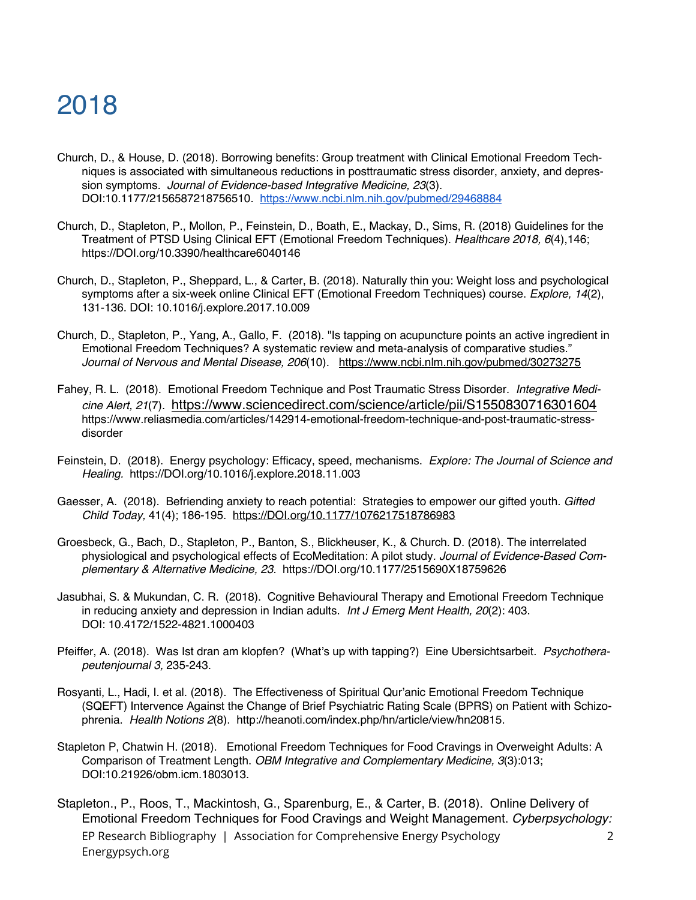# 2018

Church, D., & House, D. (2018). Borrowing benefits: Group treatment with Clinical Emotional Freedom Techniques is associated with simultaneous reductions in posttraumatic stress disorder, anxiety, and depression symptoms. *Journal of Evidence-based Integrative Medicine, 23*(3). DOI:10.1177/2156587218756510. https://www.ncbi.nlm.nih.gov/pubmed/29468884

Church, D., Stapleton, P., Mollon, P., Feinstein, D., Boath, E., Mackay, D., Sims, R. (2018) Guidelines for the Treatment of PTSD Using Clinical EFT (Emotional Freedom Techniques). *Healthcare 2018, 6*(4),146; https://DOI.org/10.3390/healthcare6040146

Church, D., Stapleton, P., Sheppard, L., & Carter, B. (2018). Naturally thin you: Weight loss and psychological symptoms after a six-week online Clinical EFT (Emotional Freedom Techniques) course. *Explore, 14*(2), 131-136. DOI: 10.1016/j.explore.2017.10.009

Church, D., Stapleton, P., Yang, A., Gallo, F. (2018). "Is tapping on acupuncture points an active ingredient in Emotional Freedom Techniques? A systematic review and meta-analysis of comparative studies." *Journal of Nervous and Mental Disease, 206*(10). https://www.ncbi.nlm.nih.gov/pubmed/30273275

Fahey, R. L. (2018). Emotional Freedom Technique and Post Traumatic Stress Disorder. *Integrative Medicine Alert, 21*(7). https://www.sciencedirect.com/science/article/pii/S1550830716301604 https://www.reliasmedia.com/articles/142914-emotional-freedom-technique-and-post-traumatic-stress-disorder

Feinstein, D. (2018). Energy psychology: Efficacy, speed, mechanisms. *Explore: The Journal of Science and Healing.* https://DOI.org/10.1016/j.explore.2018.11.003

Gaesser, A. (2018). Befriending anxiety to reach potential: Strategies to empower our gifted youth. *Gifted Child Today,* 41(4); 186-195. https://DOI.org/10.1177/1076217518786983

Groesbeck, G., Bach, D., Stapleton, P., Banton, S., Blickheuser, K., & Church. D. (2018). The interrelated physiological and psychological effects of EcoMeditation: A pilot study. *Journal of Evidence-Based Complementary & Alternative Medicine, 23.* https://DOI.org/10.1177/2515690X18759626

Jasubhai, S. & Mukundan, C. R. (2018). Cognitive Behavioural Therapy and Emotional Freedom Technique in reducing anxiety and depression in Indian adults. *Int J Emerg Ment Health, 20*(2): 403. DOI: 10.4172/1522-4821.1000403

Pfeiffer, A. (2018). Was Ist dran am klopfen? (What's up with tapping?) Eine Ubersichtsarbeit. *Psychotherapeutenjournal 3,* 235-243.

Rosyanti, L., Hadi, I. et al. (2018). The Effectiveness of Spiritual Qur'anic Emotional Freedom Technique (SQEFT) Intervence Against the Change of Brief Psychiatric Rating Scale (BPRS) on Patient with Schizophrenia. *Health Notions 2*(8). http://heanoti.com/index.php/hn/article/view/hn20815.

Stapleton P, Chatwin H. (2018). Emotional Freedom Techniques for Food Cravings in Overweight Adults: A Comparison of Treatment Length. *OBM Integrative and Complementary Medicine, 3*(3):013; DOI:10.21926/obm.icm.1803013.

Stapleton., P., Roos, T., Mackintosh, G., Sparenburg, E., & Carter, B. (2018). Online Delivery of Emotional Freedom Techniques for Food Cravings and Weight Management. *Cyberpsychology:*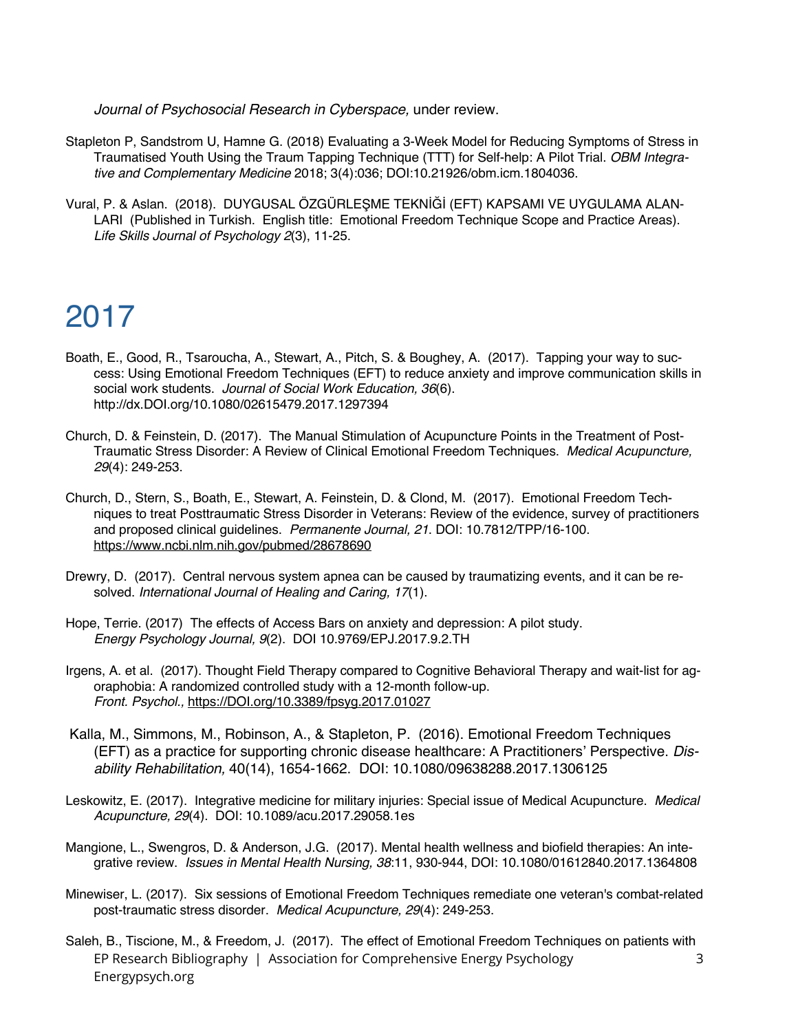*Journal of Psychosocial Research in Cyberspace,* under review.

Stapleton P, Sandstrom U, Hamne G. (2018) Evaluating a 3-Week Model for Reducing Symptoms of Stress in Traumatised Youth Using the Traum Tapping Technique (TTT) for Self-help: A Pilot Trial. *OBM Integrative and Complementary Medicine* 2018; 3(4):036; DOI:10.21926/obm.icm.1804036.

Vural, P. & Aslan. (2018). DUYGUSAL ÖZGÜRLEŞME TEKNİĞİ (EFT) KAPSAMI VE UYGULAMA ALANLARI (Published in Turkish. English title: Emotional Freedom Technique Scope and Practice Areas). *Life Skills Journal of Psychology 2*(3), 11-25.

# 2017

Boath, E., Good, R., Tsaroucha, A., Stewart, A., Pitch, S. & Boughey, A. (2017). Tapping your way to success: Using Emotional Freedom Techniques (EFT) to reduce anxiety and improve communication skills in social work students. *Journal of Social Work Education, 36*(6). http://dx.DOI.org/10.1080/02615479.2017.1297394

Church, D. & Feinstein, D. (2017). The Manual Stimulation of Acupuncture Points in the Treatment of Post-Traumatic Stress Disorder: A Review of Clinical Emotional Freedom Techniques. *Medical Acupuncture, 29*(4): 249-253.

Church, D., Stern, S., Boath, E., Stewart, A. Feinstein, D. & Clond, M. (2017). Emotional Freedom Techniques to treat Posttraumatic Stress Disorder in Veterans: Review of the evidence, survey of practitioners and proposed clinical guidelines. *Permanente Journal, 21*. DOI: 10.7812/TPP/16-100. https://www.ncbi.nlm.nih.gov/pubmed/28678690

Drewry, D. (2017). Central nervous system apnea can be caused by traumatizing events, and it can be resolved. *International Journal of Healing and Caring, 17*(1).

Hope, Terrie. (2017) The effects of Access Bars on anxiety and depression: A pilot study. *Energy Psychology Journal, 9*(2). DOI 10.9769/EPJ.2017.9.2.TH

Irgens, A. et al. (2017). Thought Field Therapy compared to Cognitive Behavioral Therapy and wait-list for agoraphobia: A randomized controlled study with a 12-month follow-up. *Front. Psychol.,* https://DOI.org/10.3389/fpsyg.2017.01027

Kalla, M., Simmons, M., Robinson, A., & Stapleton, P. (2016). Emotional Freedom Techniques (EFT) as a practice for supporting chronic disease healthcare: A Practitioners' Perspective. *Disability Rehabilitation,* 40(14), 1654-1662. DOI: 10.1080/09638288.2017.1306125

Leskowitz, E. (2017). Integrative medicine for military injuries: Special issue of Medical Acupuncture. *Medical Acupuncture, 29*(4). DOI: 10.1089/acu.2017.29058.1es

Mangione, L., Swengros, D. & Anderson, J.G. (2017). Mental health wellness and biofield therapies: An integrative review. *Issues in Mental Health Nursing, 38*:11, 930-944, DOI: 10.1080/01612840.2017.1364808

Minewiser, L. (2017). Six sessions of Emotional Freedom Techniques remediate one veteran's combat-related post-traumatic stress disorder. *Medical Acupuncture, 29*(4): 249-253.

Saleh, B., Tiscione, M., & Freedom, J. (2017). The effect of Emotional Freedom Techniques on patients with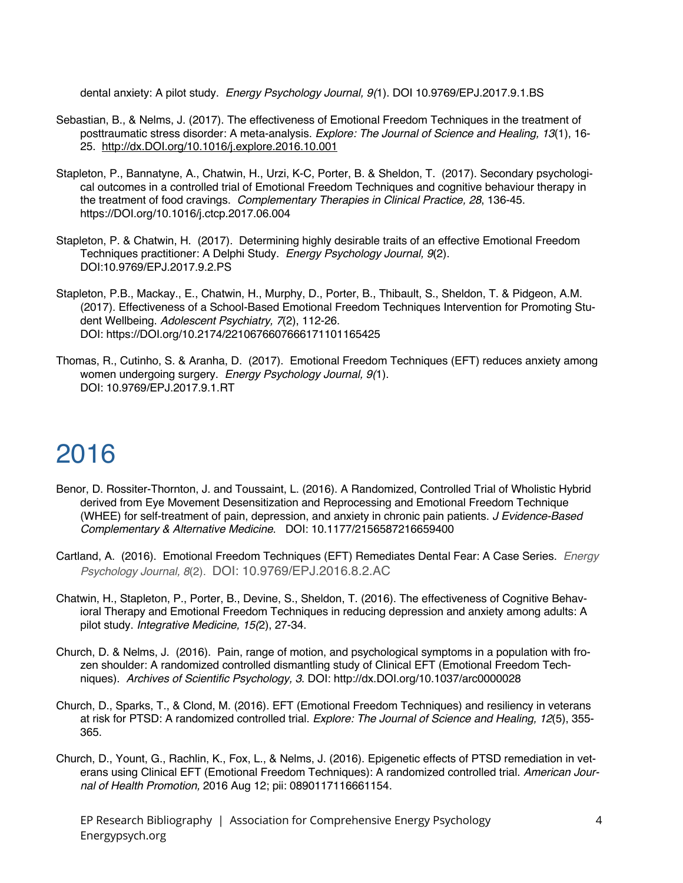dental anxiety: A pilot study. *Energy Psychology Journal, 9(*1). DOI 10.9769/EPJ.2017.9.1.BS

Sebastian, B., & Nelms, J. (2017). The effectiveness of Emotional Freedom Techniques in the treatment of posttraumatic stress disorder: A meta-analysis. *Explore: The Journal of Science and Healing, 13*(1), 16-25. http://dx.DOI.org/10.1016/j.explore.2016.10.001

Stapleton, P., Bannatyne, A., Chatwin, H., Urzi, K-C, Porter, B. & Sheldon, T. (2017). Secondary psychological outcomes in a controlled trial of Emotional Freedom Techniques and cognitive behaviour therapy in the treatment of food cravings. *Complementary Therapies in Clinical Practice, 28*, 136-45. https://DOI.org/10.1016/j.ctcp.2017.06.004

Stapleton, P. & Chatwin, H. (2017). Determining highly desirable traits of an effective Emotional Freedom Techniques practitioner: A Delphi Study. *Energy Psychology Journal, 9*(2). DOI:10.9769/EPJ.2017.9.2.PS

Stapleton, P.B., Mackay., E., Chatwin, H., Murphy, D., Porter, B., Thibault, S., Sheldon, T. & Pidgeon, A.M. (2017). Effectiveness of a School-Based Emotional Freedom Techniques Intervention for Promoting Student Wellbeing. *Adolescent Psychiatry, 7*(2), 112-26. DOI: https://DOI.org/10.2174/2210676607666171101165425

Thomas, R., Cutinho, S. & Aranha, D. (2017). Emotional Freedom Techniques (EFT) reduces anxiety among women undergoing surgery. *Energy Psychology Journal, 9(*1). DOI: 10.9769/EPJ.2017.9.1.RT

# 2016

Benor, D. Rossiter-Thornton, J. and Toussaint, L. (2016). A Randomized, Controlled Trial of Wholistic Hybrid derived from Eye Movement Desensitization and Reprocessing and Emotional Freedom Technique (WHEE) for self-treatment of pain, depression, and anxiety in chronic pain patients. *J Evidence-Based Complementary & Alternative Medicine*. DOI: 10.1177/2156587216659400

Cartland, A. (2016). Emotional Freedom Techniques (EFT) Remediates Dental Fear: A Case Series. *Energy Psychology Journal, 8*(2). DOI: 10.9769/EPJ.2016.8.2.AC

Chatwin, H., Stapleton, P., Porter, B., Devine, S., Sheldon, T. (2016). The effectiveness of Cognitive Behavioral Therapy and Emotional Freedom Techniques in reducing depression and anxiety among adults: A pilot study. *Integrative Medicine, 15(*2), 27-34.

Church, D. & Nelms, J. (2016). Pain, range of motion, and psychological symptoms in a population with frozen shoulder: A randomized controlled dismantling study of Clinical EFT (Emotional Freedom Techniques). *Archives of Scientific Psychology, 3*. DOI: http://dx.DOI.org/10.1037/arc0000028

Church, D., Sparks, T., & Clond, M. (2016). EFT (Emotional Freedom Techniques) and resiliency in veterans at risk for PTSD: A randomized controlled trial. *Explore: The Journal of Science and Healing, 12*(5), 355-365.

Church, D., Yount, G., Rachlin, K., Fox, L., & Nelms, J. (2016). Epigenetic effects of PTSD remediation in veterans using Clinical EFT (Emotional Freedom Techniques): A randomized controlled trial. *American Journal of Health Promotion,* 2016 Aug 12; pii: 0890117116661154.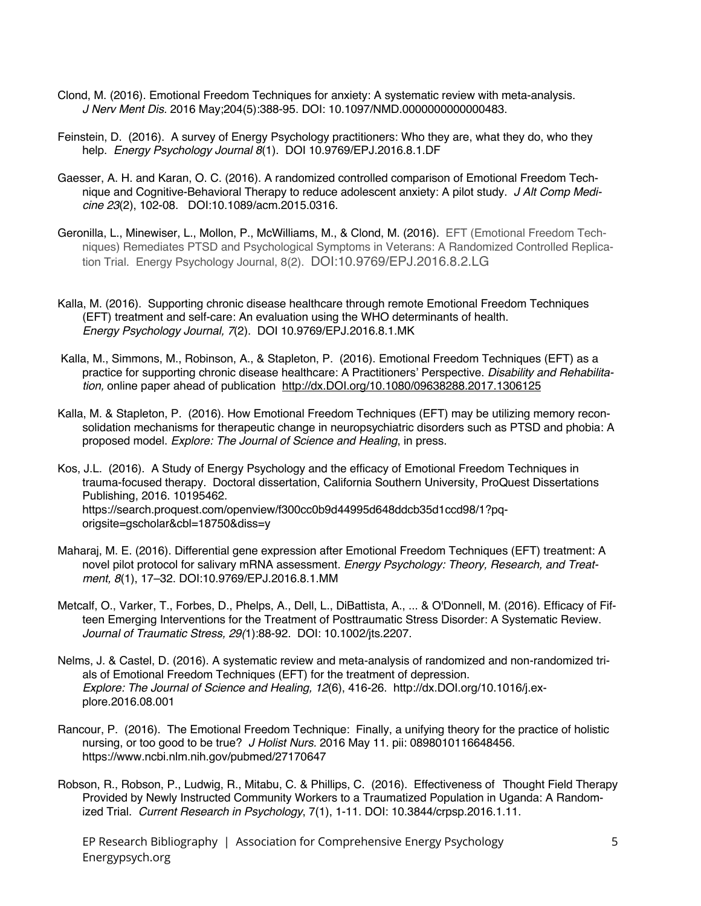Clond, M. (2016). Emotional Freedom Techniques for anxiety: A systematic review with meta-analysis. *J Nerv Ment Dis.* 2016 May;204(5):388-95. DOI: 10.1097/NMD.0000000000000483.

Feinstein, D. (2016). A survey of Energy Psychology practitioners: Who they are, what they do, who they help. *Energy Psychology Journal 8*(1). DOI 10.9769/EPJ.2016.8.1.DF

Gaesser, A. H. and Karan, O. C. (2016). A randomized controlled comparison of Emotional Freedom Technique and Cognitive-Behavioral Therapy to reduce adolescent anxiety: A pilot study. *J Alt Comp Medicine 23*(2), 102-08. DOI:10.1089/acm.2015.0316.

Geronilla, L., Minewiser, L., Mollon, P., McWilliams, M., & Clond, M. (2016). EFT (Emotional Freedom Techniques) Remediates PTSD and Psychological Symptoms in Veterans: A Randomized Controlled Replication Trial. Energy Psychology Journal, 8(2). DOI:10.9769/EPJ.2016.8.2.LG

Kalla, M. (2016). Supporting chronic disease healthcare through remote Emotional Freedom Techniques (EFT) treatment and self-care: An evaluation using the WHO determinants of health. *Energy Psychology Journal, 7*(2). DOI 10.9769/EPJ.2016.8.1.MK

Kalla, M., Simmons, M., Robinson, A., & Stapleton, P. (2016). Emotional Freedom Techniques (EFT) as a practice for supporting chronic disease healthcare: A Practitioners' Perspective. *Disability and Rehabilitation,* online paper ahead of publication http://dx.DOI.org/10.1080/09638288.2017.1306125

Kalla, M. & Stapleton, P. (2016). How Emotional Freedom Techniques (EFT) may be utilizing memory reconsolidation mechanisms for therapeutic change in neuropsychiatric disorders such as PTSD and phobia: A proposed model. *Explore: The Journal of Science and Healing*, in press.

Kos, J.L. (2016). A Study of Energy Psychology and the efficacy of Emotional Freedom Techniques in trauma-focused therapy. Doctoral dissertation, California Southern University, ProQuest Dissertations Publishing, 2016. 10195462. https://search.proquest.com/openview/f300cc0b9d44995d648ddcb35d1ccd98/1?pq-origsite=gscholar&cbl=18750&diss=y

Maharaj, M. E. (2016). Differential gene expression after Emotional Freedom Techniques (EFT) treatment: A novel pilot protocol for salivary mRNA assessment. *Energy Psychology: Theory, Research, and Treatment, 8*(1), 17–32. DOI:10.9769/EPJ.2016.8.1.MM

Metcalf, O., Varker, T., Forbes, D., Phelps, A., Dell, L., DiBattista, A., ... & O'Donnell, M. (2016). Efficacy of Fifteen Emerging Interventions for the Treatment of Posttraumatic Stress Disorder: A Systematic Review. *Journal of Traumatic Stress, 29(*1):88-92. DOI: 10.1002/jts.2207.

Nelms, J. & Castel, D. (2016). A systematic review and meta-analysis of randomized and non-randomized trials of Emotional Freedom Techniques (EFT) for the treatment of depression. *Explore: The Journal of Science and Healing, 12*(6), 416-26. http://dx.DOI.org/10.1016/j.explore.2016.08.001

Rancour, P. (2016). The Emotional Freedom Technique: Finally, a unifying theory for the practice of holistic nursing, or too good to be true? *J Holist Nurs.* 2016 May 11. pii: 0898010116648456. https://www.ncbi.nlm.nih.gov/pubmed/27170647

Robson, R., Robson, P., Ludwig, R., Mitabu, C. & Phillips, C. (2016). Effectiveness of Thought Field Therapy Provided by Newly Instructed Community Workers to a Traumatized Population in Uganda: A Randomized Trial. *Current Research in Psychology*, 7(1), 1-11. DOI: 10.3844/crpsp.2016.1.11.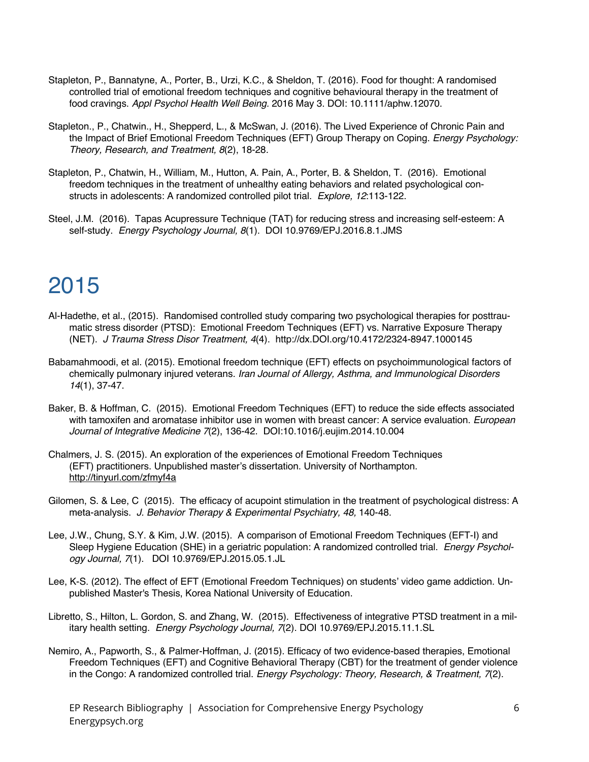Stapleton, P., Bannatyne, A., Porter, B., Urzi, K.C., & Sheldon, T. (2016). Food for thought: A randomised controlled trial of emotional freedom techniques and cognitive behavioural therapy in the treatment of food cravings. *Appl Psychol Health Well Being.* 2016 May 3. DOI: 10.1111/aphw.12070.

Stapleton., P., Chatwin., H., Shepperd, L., & McSwan, J. (2016). The Lived Experience of Chronic Pain and the Impact of Brief Emotional Freedom Techniques (EFT) Group Therapy on Coping. *Energy Psychology: Theory, Research, and Treatment, 8*(2), 18-28.

Stapleton, P., Chatwin, H., William, M., Hutton, A. Pain, A., Porter, B. & Sheldon, T. (2016). Emotional freedom techniques in the treatment of unhealthy eating behaviors and related psychological constructs in adolescents: A randomized controlled pilot trial. *Explore, 12*:113-122.

Steel, J.M. (2016). Tapas Acupressure Technique (TAT) for reducing stress and increasing self-esteem: A self-study. *Energy Psychology Journal, 8*(1). DOI 10.9769/EPJ.2016.8.1.JMS

# 2015

Al-Hadethe, et al., (2015). Randomised controlled study comparing two psychological therapies for posttraumatic stress disorder (PTSD): Emotional Freedom Techniques (EFT) vs. Narrative Exposure Therapy (NET). *J Trauma Stress Disor Treatment, 4*(4). http://dx.DOI.org/10.4172/2324-8947.1000145

Babamahmoodi, et al. (2015). Emotional freedom technique (EFT) effects on psychoimmunological factors of chemically pulmonary injured veterans. *Iran Journal of Allergy, Asthma, and Immunological Disorders 14*(1), 37-47.

Baker, B. & Hoffman, C. (2015). Emotional Freedom Techniques (EFT) to reduce the side effects associated with tamoxifen and aromatase inhibitor use in women with breast cancer: A service evaluation. *European Journal of Integrative Medicine 7*(2), 136-42. DOI:10.1016/j.eujim.2014.10.004

Chalmers, J. S. (2015). An exploration of the experiences of Emotional Freedom Techniques (EFT) practitioners. Unpublished master's dissertation. University of Northampton. http://tinyurl.com/zfmyf4a

Gilomen, S. & Lee, C (2015). The efficacy of acupoint stimulation in the treatment of psychological distress: A meta-analysis. *J. Behavior Therapy & Experimental Psychiatry, 48,* 140-48.

Lee, J.W., Chung, S.Y. & Kim, J.W. (2015). A comparison of Emotional Freedom Techniques (EFT-I) and Sleep Hygiene Education (SHE) in a geriatric population: A randomized controlled trial. *Energy Psychology Journal, 7*(1). DOI 10.9769/EPJ.2015.05.1.JL

Lee, K-S. (2012). The effect of EFT (Emotional Freedom Techniques) on students' video game addiction. Unpublished Master's Thesis, Korea National University of Education.

Libretto, S., Hilton, L. Gordon, S. and Zhang, W. (2015). Effectiveness of integrative PTSD treatment in a military health setting. *Energy Psychology Journal, 7*(2). DOI 10.9769/EPJ.2015.11.1.SL

Nemiro, A., Papworth, S., & Palmer-Hoffman, J. (2015). Efficacy of two evidence-based therapies, Emotional Freedom Techniques (EFT) and Cognitive Behavioral Therapy (CBT) for the treatment of gender violence in the Congo: A randomized controlled trial. *Energy Psychology: Theory, Research, & Treatment, 7*(2).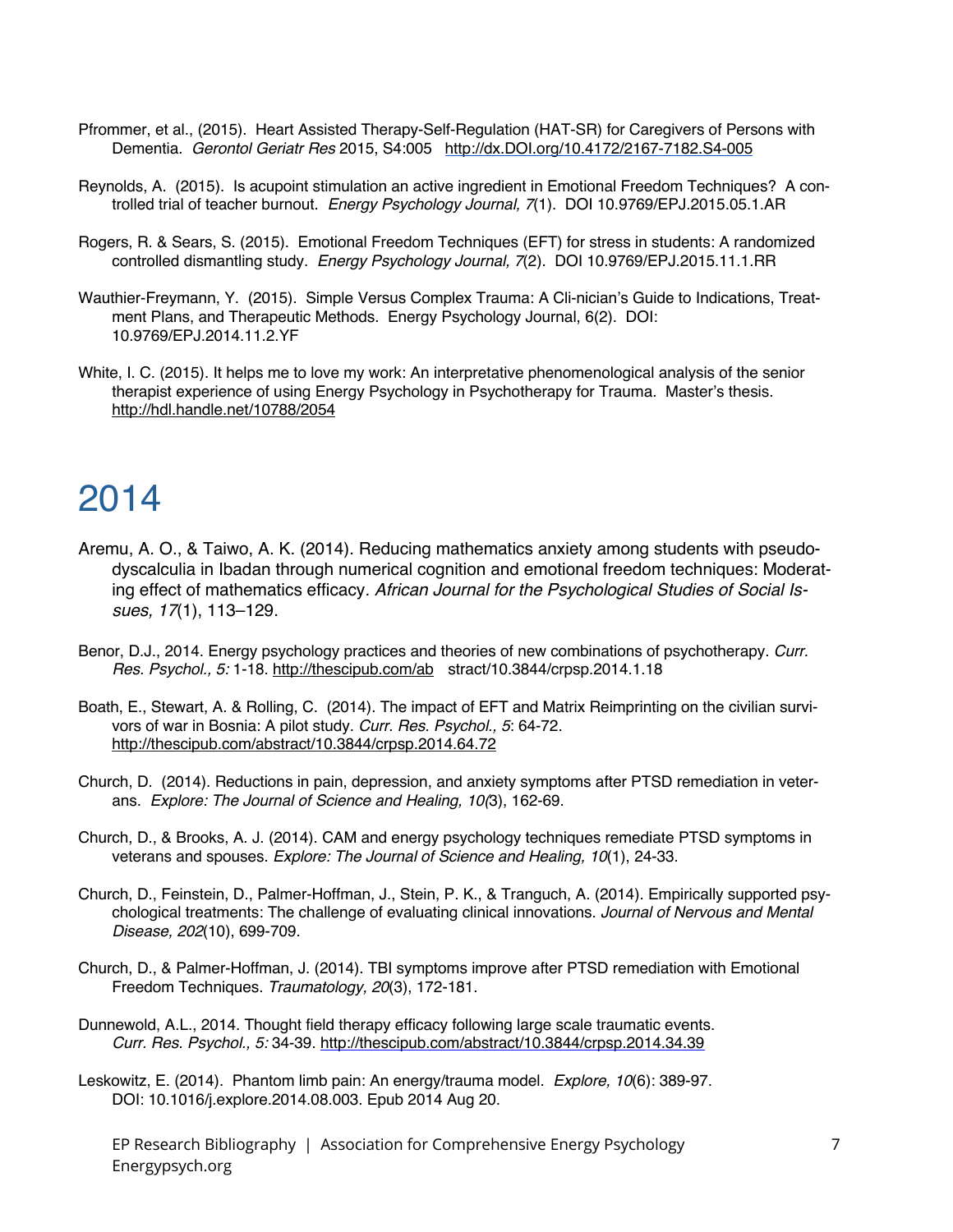Pfrommer, et al., (2015). Heart Assisted Therapy-Self-Regulation (HAT-SR) for Caregivers of Persons with Dementia. *Gerontol Geriatr Res* 2015, S4:005 http://dx.DOI.org/10.4172/2167-7182.S4-005

Reynolds, A. (2015). Is acupoint stimulation an active ingredient in Emotional Freedom Techniques? A controlled trial of teacher burnout. *Energy Psychology Journal, 7*(1). DOI 10.9769/EPJ.2015.05.1.AR

Rogers, R. & Sears, S. (2015). Emotional Freedom Techniques (EFT) for stress in students: A randomized controlled dismantling study. *Energy Psychology Journal, 7*(2). DOI 10.9769/EPJ.2015.11.1.RR

Wauthier-Freymann, Y. (2015). Simple Versus Complex Trauma: A Cli-nician's Guide to Indications, Treatment Plans, and Therapeutic Methods. Energy Psychology Journal, 6(2). DOI: 10.9769/EPJ.2014.11.2.YF

White, I. C. (2015). It helps me to love my work: An interpretative phenomenological analysis of the senior therapist experience of using Energy Psychology in Psychotherapy for Trauma. Master's thesis. http://hdl.handle.net/10788/2054

# 2014

Aremu, A. O., & Taiwo, A. K. (2014). Reducing mathematics anxiety among students with pseudo-dyscalculia in Ibadan through numerical cognition and emotional freedom techniques: Moderating effect of mathematics efficacy. *African Journal for the Psychological Studies of Social Issues, 17*(1), 113–129.

Benor, D.J., 2014. Energy psychology practices and theories of new combinations of psychotherapy. *Curr. Res. Psychol., 5:* 1-18. http://thescipub.com/ab stract/10.3844/crpsp.2014.1.18

Boath, E., Stewart, A. & Rolling, C. (2014). The impact of EFT and Matrix Reimprinting on the civilian survivors of war in Bosnia: A pilot study. *Curr. Res. Psychol., 5*: 64-72. http://thescipub.com/abstract/10.3844/crpsp.2014.64.72

Church, D. (2014). Reductions in pain, depression, and anxiety symptoms after PTSD remediation in veterans. *Explore: The Journal of Science and Healing, 10*(3), 162-69.

Church, D., & Brooks, A. J. (2014). CAM and energy psychology techniques remediate PTSD symptoms in veterans and spouses. *Explore: The Journal of Science and Healing, 10*(1), 24-33.

Church, D., Feinstein, D., Palmer-Hoffman, J., Stein, P. K., & Tranguch, A. (2014). Empirically supported psychological treatments: The challenge of evaluating clinical innovations. *Journal of Nervous and Mental Disease, 202*(10), 699-709.

Church, D., & Palmer-Hoffman, J. (2014). TBI symptoms improve after PTSD remediation with Emotional Freedom Techniques. *Traumatology, 20*(3), 172-181.

Dunnewold, A.L., 2014. Thought field therapy efficacy following large scale traumatic events. *Curr. Res. Psychol., 5:* 34-39. http://thescipub.com/abstract/10.3844/crpsp.2014.34.39

Leskowitz, E. (2014). Phantom limb pain: An energy/trauma model. *Explore, 10*(6): 389-97. DOI: 10.1016/j.explore.2014.08.003. Epub 2014 Aug 20.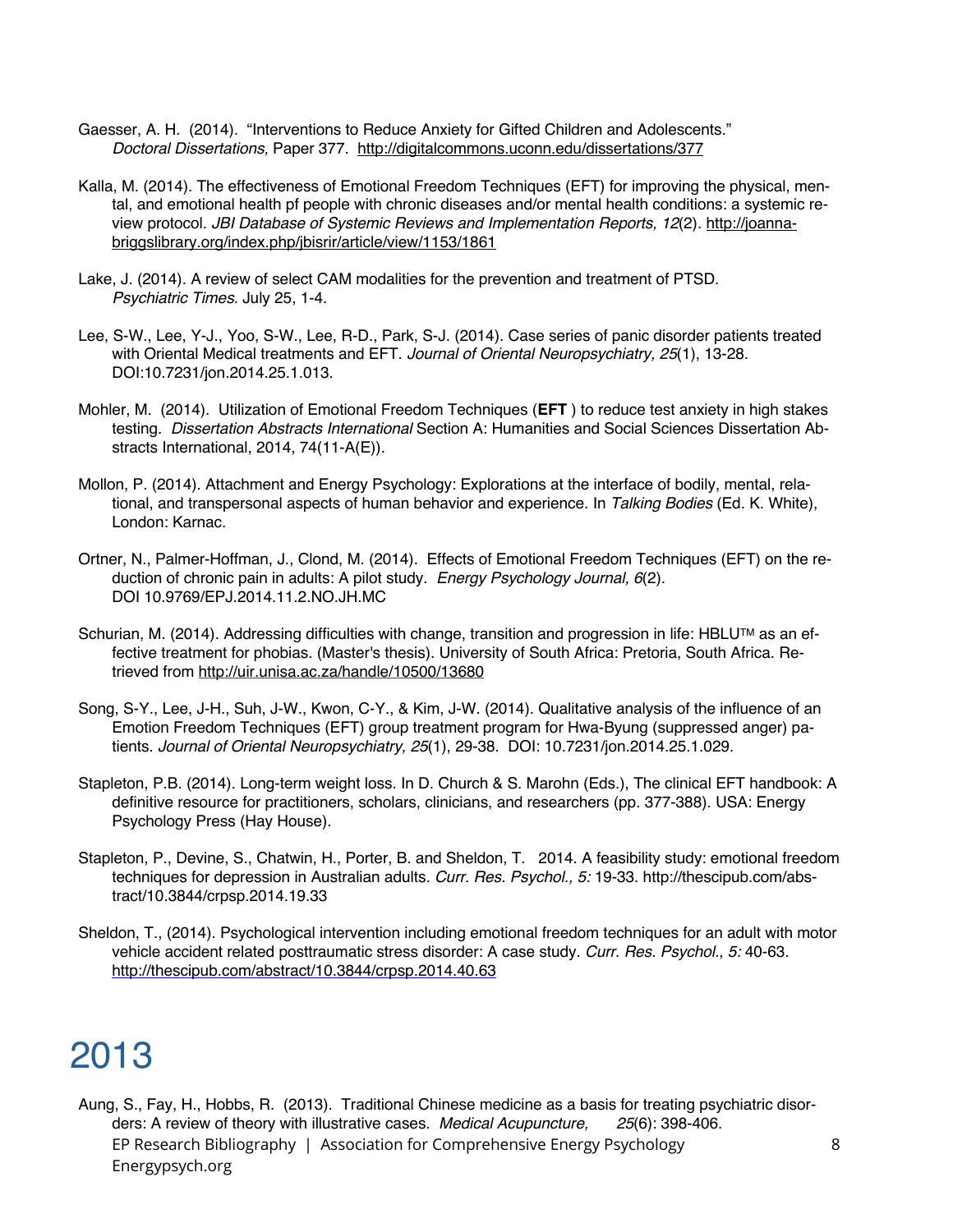Gaesser, A. H. (2014). "Interventions to Reduce Anxiety for Gifted Children and Adolescents." *Doctoral Dissertations,* Paper 377. http://digitalcommons.uconn.edu/dissertations/377

Kalla, M. (2014). The effectiveness of Emotional Freedom Techniques (EFT) for improving the physical, mental, and emotional health pf people with chronic diseases and/or mental health conditions: a systemic review protocol. *JBI Database of Systemic Reviews and Implementation Reports, 12*(2). http://joannabriggslibrary.org/index.php/jbisrir/article/view/1153/1861

Lake, J. (2014). A review of select CAM modalities for the prevention and treatment of PTSD. *Psychiatric Times.* July 25, 1-4.

Lee, S-W., Lee, Y-J., Yoo, S-W., Lee, R-D., Park, S-J. (2014). Case series of panic disorder patients treated with Oriental Medical treatments and EFT. *Journal of Oriental Neuropsychiatry, 25*(1), 13-28. DOI:10.7231/jon.2014.25.1.013.

Mohler, M. (2014). Utilization of Emotional Freedom Techniques (**EFT** ) to reduce test anxiety in high stakes testing. *Dissertation Abstracts International* Section A: Humanities and Social Sciences Dissertation Abstracts International, 2014, 74(11-A(E)).

Mollon, P. (2014). Attachment and Energy Psychology: Explorations at the interface of bodily, mental, relational, and transpersonal aspects of human behavior and experience. In *Talking Bodies* (Ed. K. White), London: Karnac.

Ortner, N., Palmer-Hoffman, J., Clond, M. (2014). Effects of Emotional Freedom Techniques (EFT) on the reduction of chronic pain in adults: A pilot study. *Energy Psychology Journal, 6*(2). DOI 10.9769/EPJ.2014.11.2.NO.JH.MC

Schurian, M. (2014). Addressing difficulties with change, transition and progression in life: HBLU™ as an effective treatment for phobias. (Master's thesis). University of South Africa: Pretoria, South Africa. Retrieved from http://uir.unisa.ac.za/handle/10500/13680

Song, S-Y., Lee, J-H., Suh, J-W., Kwon, C-Y., & Kim, J-W. (2014). Qualitative analysis of the influence of an Emotion Freedom Techniques (EFT) group treatment program for Hwa-Byung (suppressed anger) patients. *Journal of Oriental Neuropsychiatry, 25*(1), 29-38. DOI: 10.7231/jon.2014.25.1.029.

Stapleton, P.B. (2014). Long-term weight loss. In D. Church & S. Marohn (Eds.), The clinical EFT handbook: A definitive resource for practitioners, scholars, clinicians, and researchers (pp. 377-388). USA: Energy Psychology Press (Hay House).

Stapleton, P., Devine, S., Chatwin, H., Porter, B. and Sheldon, T. 2014. A feasibility study: emotional freedom techniques for depression in Australian adults. *Curr. Res. Psychol., 5:* 19-33. http://thescipub.com/abstract/10.3844/crpsp.2014.19.33

Sheldon, T., (2014). Psychological intervention including emotional freedom techniques for an adult with motor vehicle accident related posttraumatic stress disorder: A case study. *Curr. Res. Psychol., 5:* 40-63. http://thescipub.com/abstract/10.3844/crpsp.2014.40.63

# 2013

Aung, S., Fay, H., Hobbs, R. (2013). Traditional Chinese medicine as a basis for treating psychiatric disorders: A review of theory with illustrative cases. *Medical Acupuncture, 25*(6): 398-406.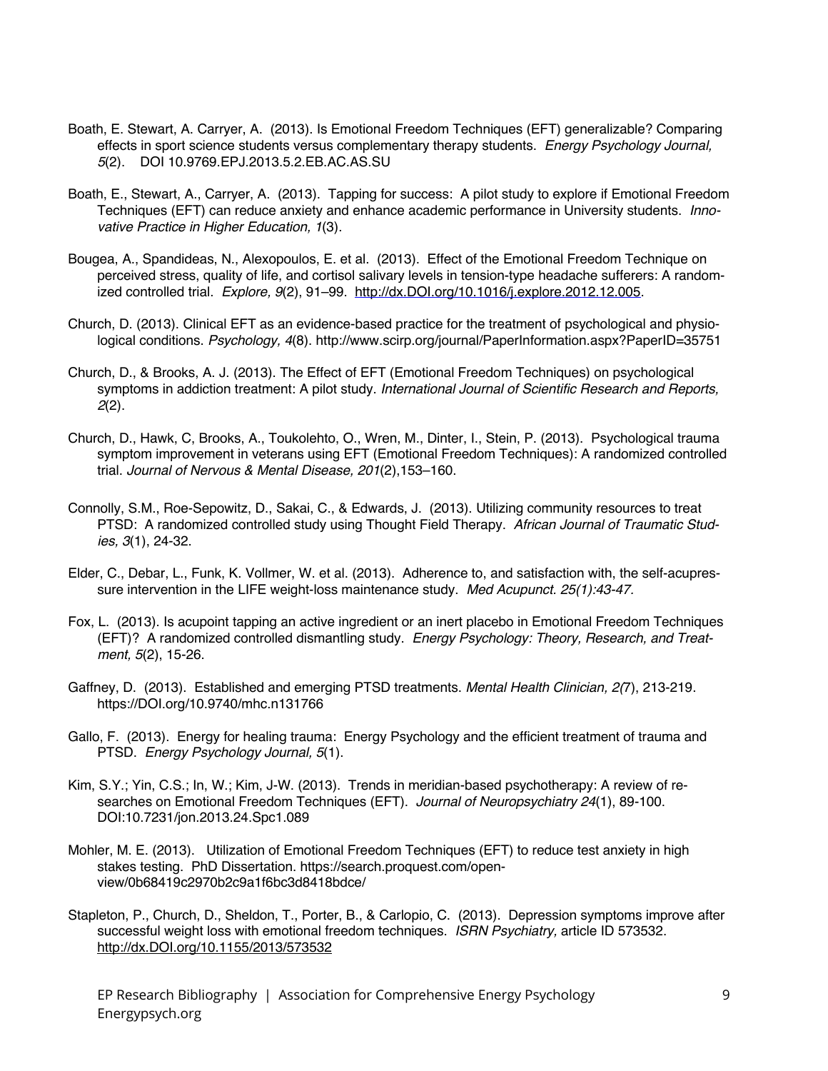Boath, E. Stewart, A. Carryer, A. (2013). Is Emotional Freedom Techniques (EFT) generalizable? Comparing effects in sport science students versus complementary therapy students. *Energy Psychology Journal, 5*(2). DOI 10.9769.EPJ.2013.5.2.EB.AC.AS.SU

Boath, E., Stewart, A., Carryer, A. (2013). Tapping for success: A pilot study to explore if Emotional Freedom Techniques (EFT) can reduce anxiety and enhance academic performance in University students. *Innovative Practice in Higher Education, 1*(3).

Bougea, A., Spandideas, N., Alexopoulos, E. et al. (2013). Effect of the Emotional Freedom Technique on perceived stress, quality of life, and cortisol salivary levels in tension-type headache sufferers: A randomized controlled trial. *Explore, 9*(2), 91–99. http://dx.DOI.org/10.1016/j.explore.2012.12.005.

Church, D. (2013). Clinical EFT as an evidence-based practice for the treatment of psychological and physiological conditions. *Psychology, 4*(8). http://www.scirp.org/journal/PaperInformation.aspx?PaperID=35751

Church, D., & Brooks, A. J. (2013). The Effect of EFT (Emotional Freedom Techniques) on psychological symptoms in addiction treatment: A pilot study. *International Journal of Scientific Research and Reports, 2*(2).

Church, D., Hawk, C, Brooks, A., Toukolehto, O., Wren, M., Dinter, I., Stein, P. (2013). Psychological trauma symptom improvement in veterans using EFT (Emotional Freedom Techniques): A randomized controlled trial. *Journal of Nervous & Mental Disease, 201*(2),153–160.

Connolly, S.M., Roe-Sepowitz, D., Sakai, C., & Edwards, J. (2013). Utilizing community resources to treat PTSD: A randomized controlled study using Thought Field Therapy. *African Journal of Traumatic Studies, 3*(1), 24-32.

Elder, C., Debar, L., Funk, K. Vollmer, W. et al. (2013). Adherence to, and satisfaction with, the self-acupressure intervention in the LIFE weight-loss maintenance study. *Med Acupunct. 25(1):43-47.*

Fox, L. (2013). Is acupoint tapping an active ingredient or an inert placebo in Emotional Freedom Techniques (EFT)? A randomized controlled dismantling study. *Energy Psychology: Theory, Research, and Treatment, 5*(2), 15-26.

Gaffney, D. (2013). Established and emerging PTSD treatments. *Mental Health Clinician, 2(7*), 213-219. https://DOI.org/10.9740/mhc.n131766

Gallo, F. (2013). Energy for healing trauma: Energy Psychology and the efficient treatment of trauma and PTSD. *Energy Psychology Journal, 5*(1).

Kim, S.Y.; Yin, C.S.; In, W.; Kim, J-W. (2013). Trends in meridian-based psychotherapy: A review of researches on Emotional Freedom Techniques (EFT). *Journal of Neuropsychiatry 24*(1), 89-100. DOI:10.7231/jon.2013.24.Spc1.089

Mohler, M. E. (2013). Utilization of Emotional Freedom Techniques (EFT) to reduce test anxiety in high stakes testing. PhD Dissertation. https://search.proquest.com/openview/0b68419c2970b2c9a1f6bc3d8418bdce/

Stapleton, P., Church, D., Sheldon, T., Porter, B., & Carlopio, C. (2013). Depression symptoms improve after successful weight loss with emotional freedom techniques. *ISRN Psychiatry,* article ID 573532. http://dx.DOI.org/10.1155/2013/573532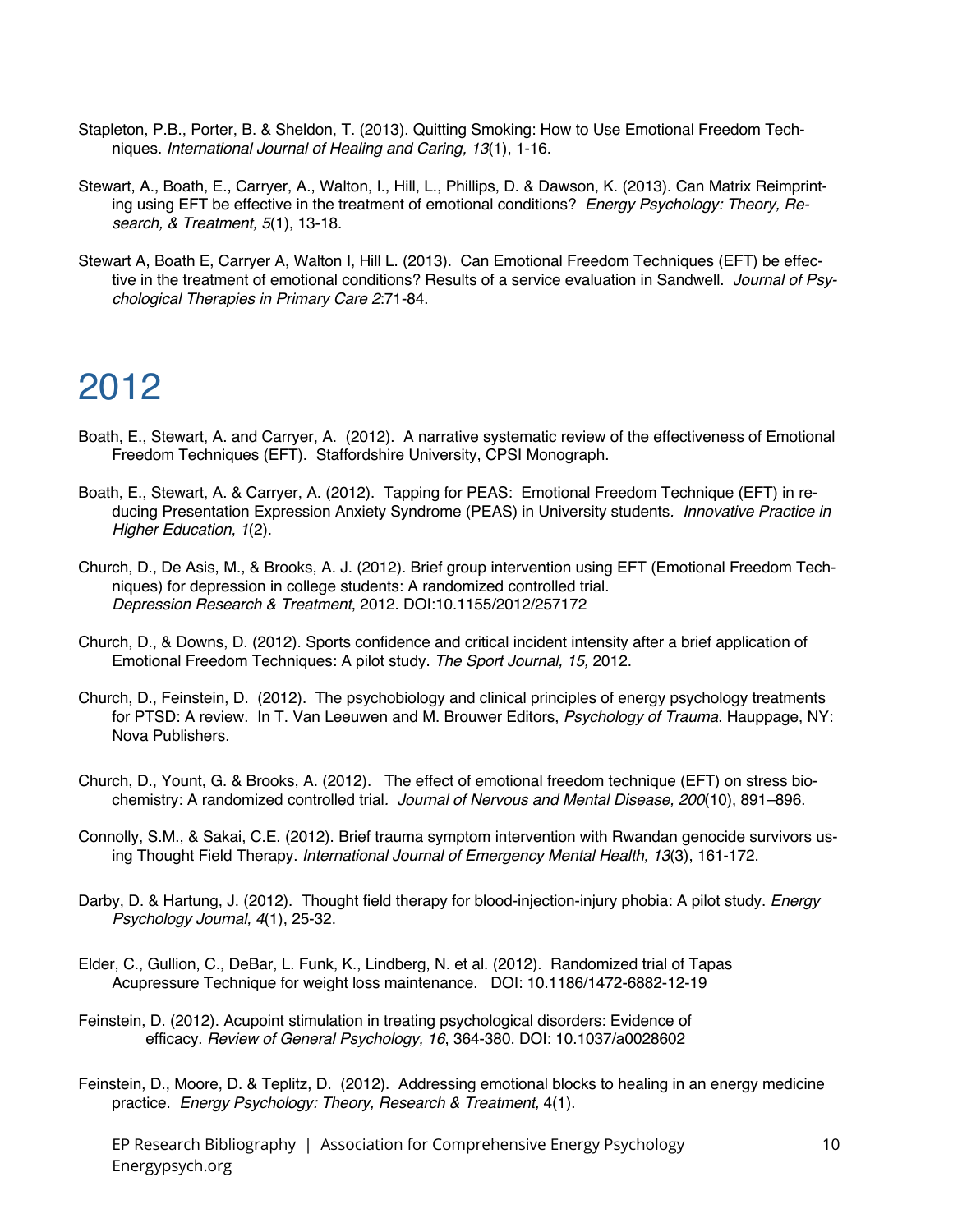Stapleton, P.B., Porter, B. & Sheldon, T. (2013). Quitting Smoking: How to Use Emotional Freedom Techniques. *International Journal of Healing and Caring, 13*(1), 1-16.

Stewart, A., Boath, E., Carryer, A., Walton, I., Hill, L., Phillips, D. & Dawson, K. (2013). Can Matrix Reimprinting using EFT be effective in the treatment of emotional conditions? *Energy Psychology: Theory, Research, & Treatment, 5*(1), 13-18.

Stewart A, Boath E, Carryer A, Walton I, Hill L. (2013). Can Emotional Freedom Techniques (EFT) be effective in the treatment of emotional conditions? Results of a service evaluation in Sandwell. *Journal of Psychological Therapies in Primary Care 2*:71-84.

# 2012

Boath, E., Stewart, A. and Carryer, A. (2012). A narrative systematic review of the effectiveness of Emotional Freedom Techniques (EFT). Staffordshire University, CPSI Monograph.

Boath, E., Stewart, A. & Carryer, A. (2012). Tapping for PEAS: Emotional Freedom Technique (EFT) in reducing Presentation Expression Anxiety Syndrome (PEAS) in University students. *Innovative Practice in Higher Education, 1*(2).

Church, D., De Asis, M., & Brooks, A. J. (2012). Brief group intervention using EFT (Emotional Freedom Techniques) for depression in college students: A randomized controlled trial. *Depression Research & Treatment*, 2012. DOI:10.1155/2012/257172

Church, D., & Downs, D. (2012). Sports confidence and critical incident intensity after a brief application of Emotional Freedom Techniques: A pilot study. *The Sport Journal, 15,* 2012.

Church, D., Feinstein, D. (2012). The psychobiology and clinical principles of energy psychology treatments for PTSD: A review. In T. Van Leeuwen and M. Brouwer Editors, *Psychology of Trauma*. Hauppage, NY: Nova Publishers.

Church, D., Yount, G. & Brooks, A. (2012). The effect of emotional freedom technique (EFT) on stress biochemistry: A randomized controlled trial. *Journal of Nervous and Mental Disease, 200*(10), 891–896.

Connolly, S.M., & Sakai, C.E. (2012). Brief trauma symptom intervention with Rwandan genocide survivors using Thought Field Therapy. *International Journal of Emergency Mental Health, 13*(3), 161-172.

Darby, D. & Hartung, J. (2012). Thought field therapy for blood-injection-injury phobia: A pilot study. *Energy Psychology Journal, 4*(1), 25-32.

Elder, C., Gullion, C., DeBar, L. Funk, K., Lindberg, N. et al. (2012). Randomized trial of Tapas Acupressure Technique for weight loss maintenance. DOI: 10.1186/1472-6882-12-19

Feinstein, D. (2012). Acupoint stimulation in treating psychological disorders: Evidence of efficacy. *Review of General Psychology, 16*, 364-380. DOI: 10.1037/a0028602

Feinstein, D., Moore, D. & Teplitz, D. (2012). Addressing emotional blocks to healing in an energy medicine practice. *Energy Psychology: Theory, Research & Treatment,* 4(1).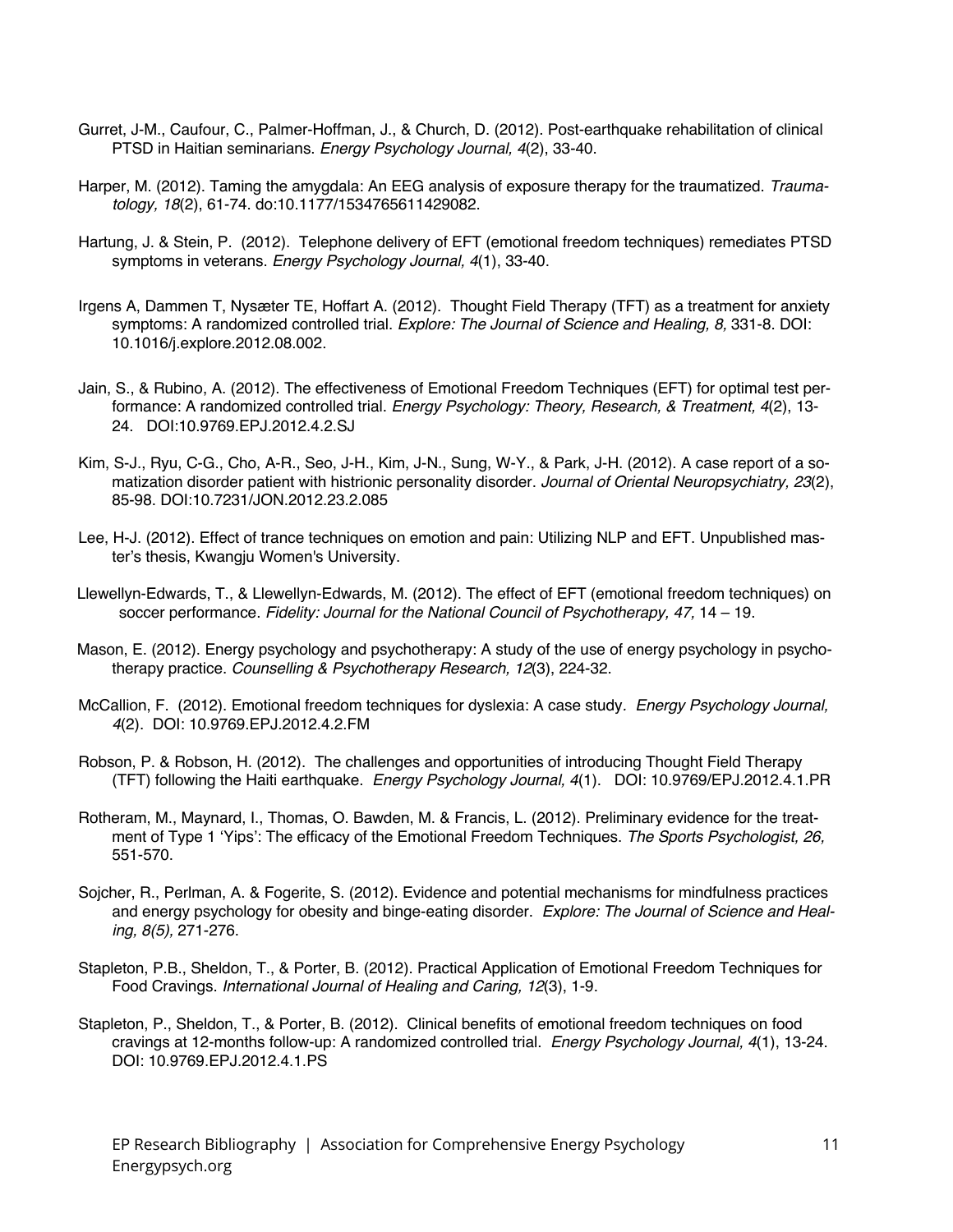Gurret, J-M., Caufour, C., Palmer-Hoffman, J., & Church, D. (2012). Post-earthquake rehabilitation of clinical PTSD in Haitian seminarians. *Energy Psychology Journal, 4*(2), 33-40.

Harper, M. (2012). Taming the amygdala: An EEG analysis of exposure therapy for the traumatized. *Traumatology, 18*(2), 61-74. do:10.1177/1534765611429082.

Hartung, J. & Stein, P. (2012). Telephone delivery of EFT (emotional freedom techniques) remediates PTSD symptoms in veterans. *Energy Psychology Journal, 4*(1), 33-40.

Irgens A, Dammen T, Nysæter TE, Hoffart A. (2012). Thought Field Therapy (TFT) as a treatment for anxiety symptoms: A randomized controlled trial. *Explore: The Journal of Science and Healing, 8,* 331-8. DOI: 10.1016/j.explore.2012.08.002.

Jain, S., & Rubino, A. (2012). The effectiveness of Emotional Freedom Techniques (EFT) for optimal test performance: A randomized controlled trial. *Energy Psychology: Theory, Research, & Treatment, 4*(2), 13-24. DOI:10.9769.EPJ.2012.4.2.SJ

Kim, S-J., Ryu, C-G., Cho, A-R., Seo, J-H., Kim, J-N., Sung, W-Y., & Park, J-H. (2012). A case report of a somatization disorder patient with histrionic personality disorder. *Journal of Oriental Neuropsychiatry, 23*(2), 85-98. DOI:10.7231/JON.2012.23.2.085

Lee, H-J. (2012). Effect of trance techniques on emotion and pain: Utilizing NLP and EFT. Unpublished master's thesis, Kwangju Women's University.

Llewellyn-Edwards, T., & Llewellyn-Edwards, M. (2012). The effect of EFT (emotional freedom techniques) on soccer performance. *Fidelity: Journal for the National Council of Psychotherapy, 47,* 14 – 19.

Mason, E. (2012). Energy psychology and psychotherapy: A study of the use of energy psychology in psychotherapy practice. *Counselling & Psychotherapy Research, 12*(3), 224-32.

McCallion, F. (2012). Emotional freedom techniques for dyslexia: A case study. *Energy Psychology Journal, 4*(2). DOI: 10.9769.EPJ.2012.4.2.FM

Robson, P. & Robson, H. (2012). The challenges and opportunities of introducing Thought Field Therapy (TFT) following the Haiti earthquake. *Energy Psychology Journal, 4*(1). DOI: 10.9769/EPJ.2012.4.1.PR

Rotheram, M., Maynard, I., Thomas, O. Bawden, M. & Francis, L. (2012). Preliminary evidence for the treatment of Type 1 'Yips': The efficacy of the Emotional Freedom Techniques. *The Sports Psychologist, 26,* 551-570.

Sojcher, R., Perlman, A. & Fogerite, S. (2012). Evidence and potential mechanisms for mindfulness practices and energy psychology for obesity and binge-eating disorder. *Explore: The Journal of Science and Healing, 8(5),* 271-276.

Stapleton, P.B., Sheldon, T., & Porter, B. (2012). Practical Application of Emotional Freedom Techniques for Food Cravings. *International Journal of Healing and Caring, 12*(3), 1-9.

Stapleton, P., Sheldon, T., & Porter, B. (2012). Clinical benefits of emotional freedom techniques on food cravings at 12-months follow-up: A randomized controlled trial. *Energy Psychology Journal, 4*(1), 13-24. DOI: 10.9769.EPJ.2012.4.1.PS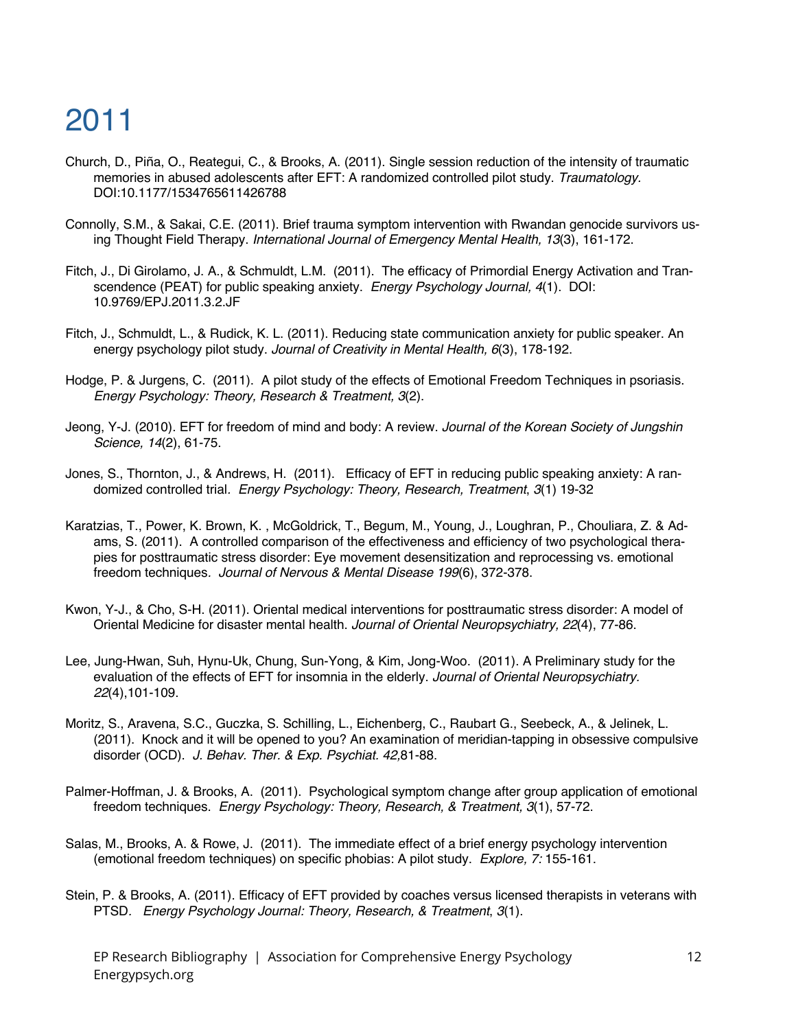# 2011

Church, D., Piña, O., Reategui, C., & Brooks, A. (2011). Single session reduction of the intensity of traumatic memories in abused adolescents after EFT: A randomized controlled pilot study. *Traumatology.* DOI:10.1177/1534765611426788

Connolly, S.M., & Sakai, C.E. (2011). Brief trauma symptom intervention with Rwandan genocide survivors using Thought Field Therapy. *International Journal of Emergency Mental Health, 13*(3), 161-172.

Fitch, J., Di Girolamo, J. A., & Schmuldt, L.M. (2011). The efficacy of Primordial Energy Activation and Transcendence (PEAT) for public speaking anxiety. *Energy Psychology Journal, 4*(1). DOI: 10.9769/EPJ.2011.3.2.JF

Fitch, J., Schmuldt, L., & Rudick, K. L. (2011). Reducing state communication anxiety for public speaker. An energy psychology pilot study. *Journal of Creativity in Mental Health, 6*(3), 178-192.

Hodge, P. & Jurgens, C. (2011). A pilot study of the effects of Emotional Freedom Techniques in psoriasis. *Energy Psychology: Theory, Research & Treatment, 3*(2).

Jeong, Y-J. (2010). EFT for freedom of mind and body: A review. *Journal of the Korean Society of Jungshin Science, 14*(2), 61-75.

Jones, S., Thornton, J., & Andrews, H. (2011). Efficacy of EFT in reducing public speaking anxiety: A randomized controlled trial. *Energy Psychology: Theory, Research, Treatment*, *3*(1) 19-32

Karatzias, T., Power, K. Brown, K. , McGoldrick, T., Begum, M., Young, J., Loughran, P., Chouliara, Z. & Adams, S. (2011). A controlled comparison of the effectiveness and efficiency of two psychological therapies for posttraumatic stress disorder: Eye movement desensitization and reprocessing vs. emotional freedom techniques. *Journal of Nervous & Mental Disease 199*(6), 372-378.

Kwon, Y-J., & Cho, S-H. (2011). Oriental medical interventions for posttraumatic stress disorder: A model of Oriental Medicine for disaster mental health. *Journal of Oriental Neuropsychiatry, 22*(4), 77-86.

Lee, Jung-Hwan, Suh, Hynu-Uk, Chung, Sun-Yong, & Kim, Jong-Woo. (2011). A Preliminary study for the evaluation of the effects of EFT for insomnia in the elderly. *Journal of Oriental Neuropsychiatry. 22*(4),101-109.

Moritz, S., Aravena, S.C., Guczka, S. Schilling, L., Eichenberg, C., Raubart G., Seebeck, A., & Jelinek, L. (2011). Knock and it will be opened to you? An examination of meridian-tapping in obsessive compulsive disorder (OCD). *J. Behav. Ther. & Exp. Psychiat. 42,*81-88.

Palmer-Hoffman, J. & Brooks, A. (2011). Psychological symptom change after group application of emotional freedom techniques. *Energy Psychology: Theory, Research, & Treatment, 3*(1), 57-72.

Salas, M., Brooks, A. & Rowe, J. (2011). The immediate effect of a brief energy psychology intervention (emotional freedom techniques) on specific phobias: A pilot study. *Explore, 7:* 155-161.

Stein, P. & Brooks, A. (2011). Efficacy of EFT provided by coaches versus licensed therapists in veterans with PTSD. *Energy Psychology Journal: Theory, Research, & Treatment*, *3*(1).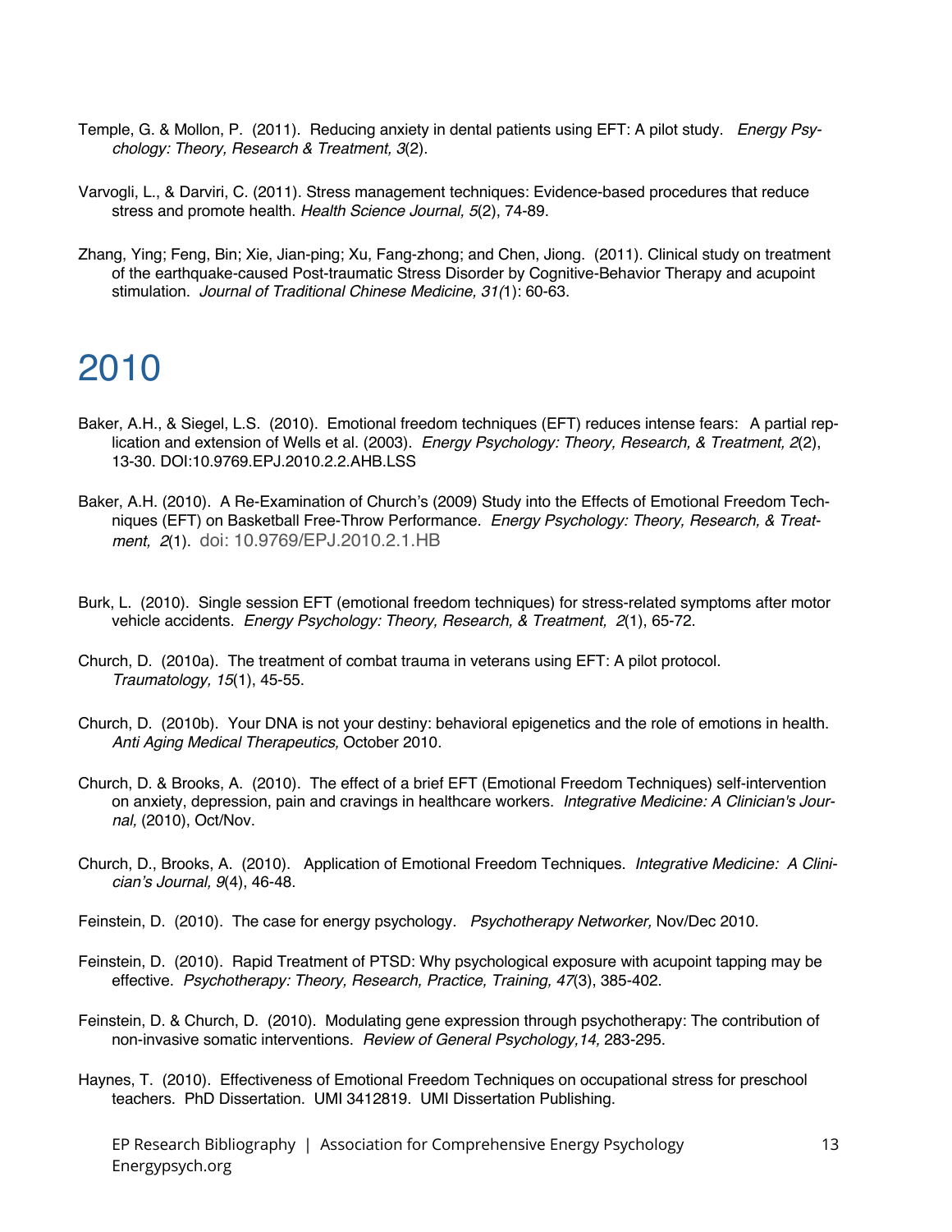Temple, G. & Mollon, P. (2011). Reducing anxiety in dental patients using EFT: A pilot study. *Energy Psychology: Theory, Research & Treatment, 3*(2).

Varvogli, L., & Darviri, C. (2011). Stress management techniques: Evidence-based procedures that reduce stress and promote health. *Health Science Journal, 5*(2), 74-89.

Zhang, Ying; Feng, Bin; Xie, Jian-ping; Xu, Fang-zhong; and Chen, Jiong. (2011). Clinical study on treatment of the earthquake-caused Post-traumatic Stress Disorder by Cognitive-Behavior Therapy and acupoint stimulation. *Journal of Traditional Chinese Medicine, 31(*1): 60-63.

# 2010

Baker, A.H., & Siegel, L.S. (2010). Emotional freedom techniques (EFT) reduces intense fears: A partial replication and extension of Wells et al. (2003). *Energy Psychology: Theory, Research, & Treatment, 2*(2), 13-30. DOI:10.9769.EPJ.2010.2.2.AHB.LSS

Baker, A.H. (2010). A Re-Examination of Church's (2009) Study into the Effects of Emotional Freedom Techniques (EFT) on Basketball Free-Throw Performance. *Energy Psychology: Theory, Research, & Treatment, 2*(1). doi: 10.9769/EPJ.2010.2.1.HB

Burk, L. (2010). Single session EFT (emotional freedom techniques) for stress-related symptoms after motor vehicle accidents. *Energy Psychology: Theory, Research, & Treatment, 2*(1), 65-72.

Church, D. (2010a). The treatment of combat trauma in veterans using EFT: A pilot protocol. *Traumatology, 15*(1), 45-55.

Church, D. (2010b). Your DNA is not your destiny: behavioral epigenetics and the role of emotions in health. *Anti Aging Medical Therapeutics,* October 2010.

Church, D. & Brooks, A. (2010). The effect of a brief EFT (Emotional Freedom Techniques) self-intervention on anxiety, depression, pain and cravings in healthcare workers. *Integrative Medicine: A Clinician's Journal,* (2010), Oct/Nov.

Church, D., Brooks, A. (2010). Application of Emotional Freedom Techniques. *Integrative Medicine: A Clinician's Journal, 9*(4), 46-48.

Feinstein, D. (2010). The case for energy psychology. *Psychotherapy Networker,* Nov/Dec 2010.

Feinstein, D. (2010). Rapid Treatment of PTSD: Why psychological exposure with acupoint tapping may be effective. *Psychotherapy: Theory, Research, Practice, Training, 47*(3), 385-402.

Feinstein, D. & Church, D. (2010). Modulating gene expression through psychotherapy: The contribution of non-invasive somatic interventions. *Review of General Psychology,14,* 283-295.

Haynes, T. (2010). Effectiveness of Emotional Freedom Techniques on occupational stress for preschool teachers. PhD Dissertation. UMI 3412819. UMI Dissertation Publishing.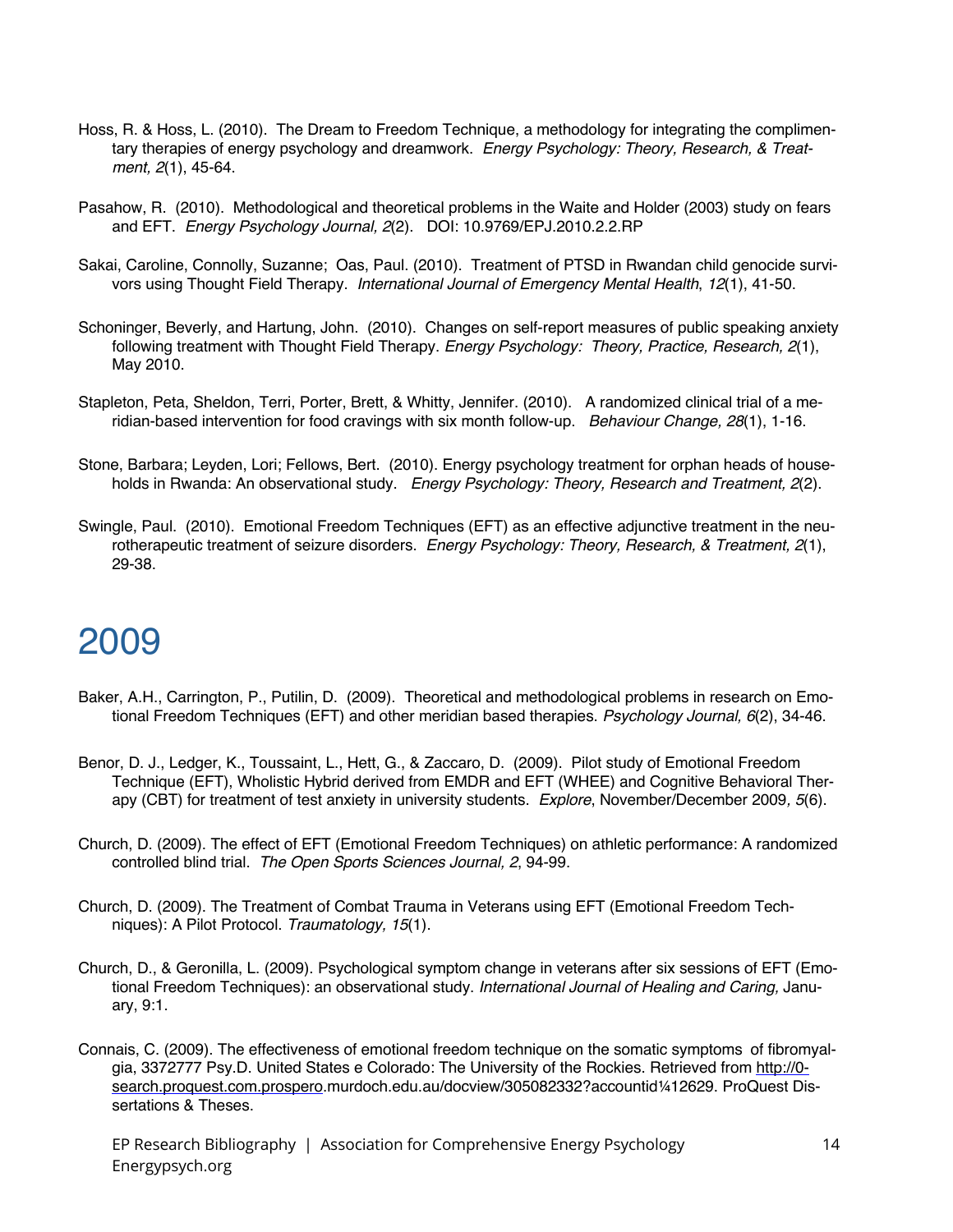Hoss, R. & Hoss, L. (2010). The Dream to Freedom Technique, a methodology for integrating the complimentary therapies of energy psychology and dreamwork. *Energy Psychology: Theory, Research, & Treatment, 2*(1), 45-64.

Pasahow, R. (2010). Methodological and theoretical problems in the Waite and Holder (2003) study on fears and EFT. *Energy Psychology Journal, 2*(2). DOI: 10.9769/EPJ.2010.2.2.RP

Sakai, Caroline, Connolly, Suzanne; Oas, Paul. (2010). Treatment of PTSD in Rwandan child genocide survivors using Thought Field Therapy. *International Journal of Emergency Mental Health*, *12*(1), 41-50.

Schoninger, Beverly, and Hartung, John. (2010). Changes on self-report measures of public speaking anxiety following treatment with Thought Field Therapy. *Energy Psychology: Theory, Practice, Research, 2*(1), May 2010.

Stapleton, Peta, Sheldon, Terri, Porter, Brett, & Whitty, Jennifer. (2010). A randomized clinical trial of a meridian-based intervention for food cravings with six month follow-up. *Behaviour Change, 28*(1), 1-16.

Stone, Barbara; Leyden, Lori; Fellows, Bert. (2010). Energy psychology treatment for orphan heads of households in Rwanda: An observational study. *Energy Psychology: Theory, Research and Treatment, 2*(2).

Swingle, Paul. (2010). Emotional Freedom Techniques (EFT) as an effective adjunctive treatment in the neurotherapeutic treatment of seizure disorders. *Energy Psychology: Theory, Research, & Treatment, 2*(1), 29-38.

# 2009

Baker, A.H., Carrington, P., Putilin, D. (2009). Theoretical and methodological problems in research on Emotional Freedom Techniques (EFT) and other meridian based therapies. *Psychology Journal, 6*(2), 34-46.

Benor, D. J., Ledger, K., Toussaint, L., Hett, G., & Zaccaro, D. (2009). Pilot study of Emotional Freedom Technique (EFT), Wholistic Hybrid derived from EMDR and EFT (WHEE) and Cognitive Behavioral Therapy (CBT) for treatment of test anxiety in university students. *Explore*, November/December 2009*, 5*(6).

Church, D. (2009). The effect of EFT (Emotional Freedom Techniques) on athletic performance: A randomized controlled blind trial. *The Open Sports Sciences Journal, 2*, 94-99.

Church, D. (2009). The Treatment of Combat Trauma in Veterans using EFT (Emotional Freedom Techniques): A Pilot Protocol. *Traumatology, 15*(1).

Church, D., & Geronilla, L. (2009). Psychological symptom change in veterans after six sessions of EFT (Emotional Freedom Techniques): an observational study. *International Journal of Healing and Caring,* January, 9:1.

Connais, C. (2009). The effectiveness of emotional freedom technique on the somatic symptoms of fibromyalgia, 3372777 Psy.D. United States e Colorado: The University of the Rockies. Retrieved from http://0-search.proquest.com.prospero.murdoch.edu.au/docview/305082332?accountid¼12629. ProQuest Dissertations & Theses.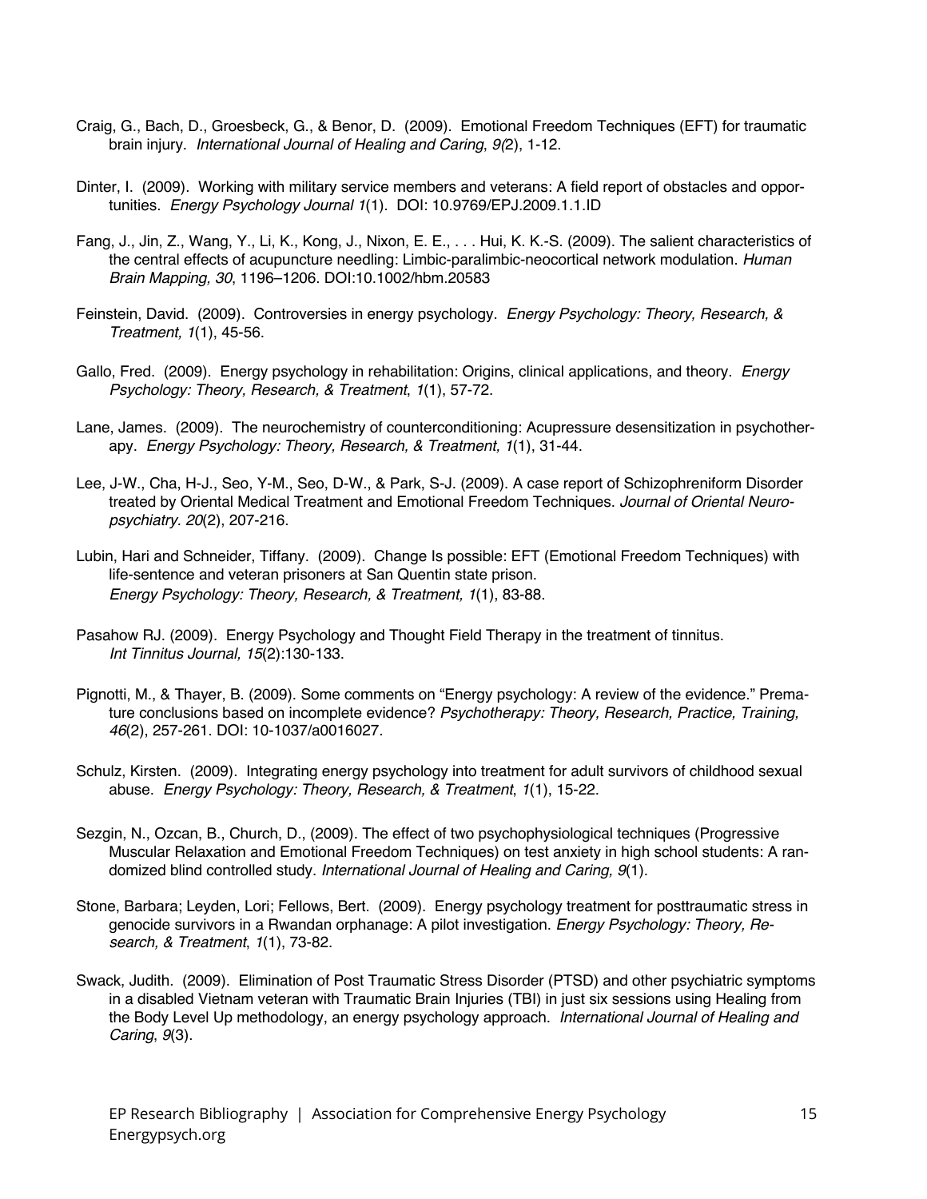Craig, G., Bach, D., Groesbeck, G., & Benor, D. (2009). Emotional Freedom Techniques (EFT) for traumatic brain injury. *International Journal of Healing and Caring*, *9(*2), 1-12.

Dinter, I. (2009). Working with military service members and veterans: A field report of obstacles and opportunities. *Energy Psychology Journal 1*(1). DOI: 10.9769/EPJ.2009.1.1.ID

Fang, J., Jin, Z., Wang, Y., Li, K., Kong, J., Nixon, E. E., . . . Hui, K. K.-S. (2009). The salient characteristics of the central effects of acupuncture needling: Limbic-paralimbic-neocortical network modulation. *Human Brain Mapping, 30*, 1196–1206. DOI:10.1002/hbm.20583

Feinstein, David. (2009). Controversies in energy psychology. *Energy Psychology: Theory, Research, & Treatment, 1*(1), 45-56.

Gallo, Fred. (2009). Energy psychology in rehabilitation: Origins, clinical applications, and theory. *Energy Psychology: Theory, Research, & Treatment*, *1*(1), 57-72.

Lane, James. (2009). The neurochemistry of counterconditioning: Acupressure desensitization in psychotherapy. *Energy Psychology: Theory, Research, & Treatment, 1*(1), 31-44.

Lee, J-W., Cha, H-J., Seo, Y-M., Seo, D-W., & Park, S-J. (2009). A case report of Schizophreniform Disorder treated by Oriental Medical Treatment and Emotional Freedom Techniques. *Journal of Oriental Neuropsychiatry. 20*(2), 207-216.

Lubin, Hari and Schneider, Tiffany. (2009). Change Is possible: EFT (Emotional Freedom Techniques) with life-sentence and veteran prisoners at San Quentin state prison. *Energy Psychology: Theory, Research, & Treatment, 1*(1), 83-88.

Pasahow RJ. (2009). Energy Psychology and Thought Field Therapy in the treatment of tinnitus. *Int Tinnitus Journal, 15*(2):130-133.

Pignotti, M., & Thayer, B. (2009). Some comments on "Energy psychology: A review of the evidence." Premature conclusions based on incomplete evidence? *Psychotherapy: Theory, Research, Practice, Training, 46*(2), 257-261. DOI: 10-1037/a0016027.

Schulz, Kirsten. (2009). Integrating energy psychology into treatment for adult survivors of childhood sexual abuse. *Energy Psychology: Theory, Research, & Treatment*, *1*(1), 15-22.

Sezgin, N., Ozcan, B., Church, D., (2009). The effect of two psychophysiological techniques (Progressive Muscular Relaxation and Emotional Freedom Techniques) on test anxiety in high school students: A randomized blind controlled study. *International Journal of Healing and Caring, 9*(1).

Stone, Barbara; Leyden, Lori; Fellows, Bert. (2009). Energy psychology treatment for posttraumatic stress in genocide survivors in a Rwandan orphanage: A pilot investigation. *Energy Psychology: Theory, Research, & Treatment*, *1*(1), 73-82.

Swack, Judith. (2009). Elimination of Post Traumatic Stress Disorder (PTSD) and other psychiatric symptoms in a disabled Vietnam veteran with Traumatic Brain Injuries (TBI) in just six sessions using Healing from the Body Level Up methodology, an energy psychology approach. *International Journal of Healing and Caring*, *9*(3).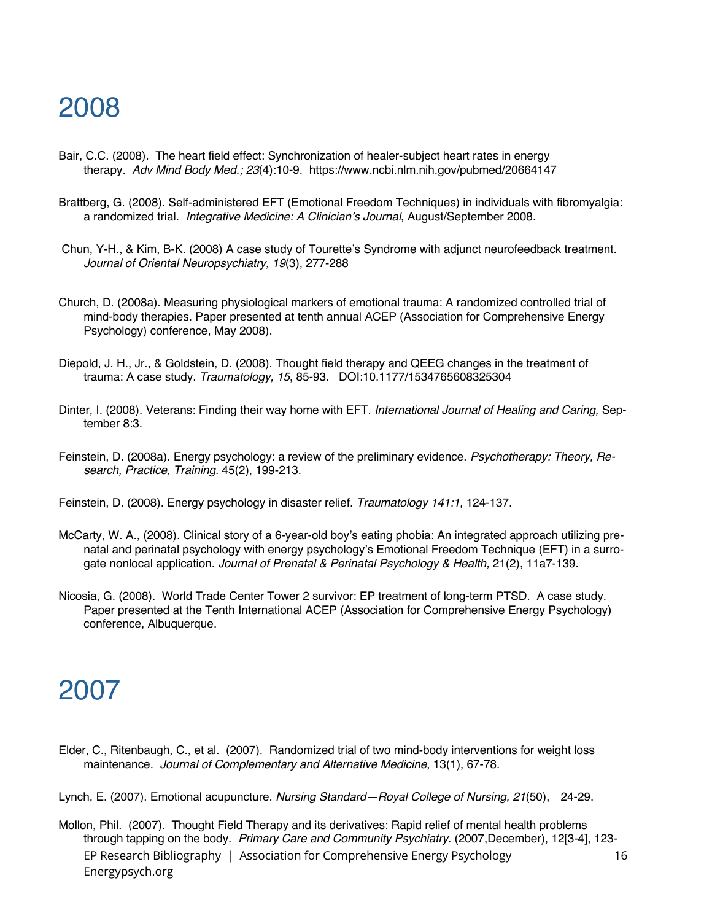# 2008

Bair, C.C. (2008). The heart field effect: Synchronization of healer-subject heart rates in energy therapy. *Adv Mind Body Med.; 23*(4):10-9. https://www.ncbi.nlm.nih.gov/pubmed/20664147

Brattberg, G. (2008). Self-administered EFT (Emotional Freedom Techniques) in individuals with fibromyalgia: a randomized trial. *Integrative Medicine: A Clinician's Journal*, August/September 2008.

Chun, Y-H., & Kim, B-K. (2008) A case study of Tourette's Syndrome with adjunct neurofeedback treatment. *Journal of Oriental Neuropsychiatry, 19*(3), 277-288

Church, D. (2008a). Measuring physiological markers of emotional trauma: A randomized controlled trial of mind-body therapies. Paper presented at tenth annual ACEP (Association for Comprehensive Energy Psychology) conference, May 2008).

Diepold, J. H., Jr., & Goldstein, D. (2008). Thought field therapy and QEEG changes in the treatment of trauma: A case study. *Traumatology, 15*, 85-93. DOI:10.1177/1534765608325304

Dinter, I. (2008). Veterans: Finding their way home with EFT. *International Journal of Healing and Caring,* September 8:3.

Feinstein, D. (2008a). Energy psychology: a review of the preliminary evidence. *Psychotherapy: Theory, Research, Practice, Training.* 45(2), 199-213.

Feinstein, D. (2008). Energy psychology in disaster relief. *Traumatology 141:1,* 124-137.

McCarty, W. A., (2008). Clinical story of a 6-year-old boy's eating phobia: An integrated approach utilizing prenatal and perinatal psychology with energy psychology's Emotional Freedom Technique (EFT) in a surrogate nonlocal application. *Journal of Prenatal & Perinatal Psychology & Health,* 21(2), 11a7-139.

Nicosia, G. (2008). World Trade Center Tower 2 survivor: EP treatment of long-term PTSD. A case study. Paper presented at the Tenth International ACEP (Association for Comprehensive Energy Psychology) conference, Albuquerque.

# 2007

Elder, C., Ritenbaugh, C., et al. (2007). Randomized trial of two mind-body interventions for weight loss maintenance. *Journal of Complementary and Alternative Medicine*, 13(1), 67-78.

Lynch, E. (2007). Emotional acupuncture. *Nursing Standard—Royal College of Nursing, 21*(50), 24-29.

Mollon, Phil. (2007). Thought Field Therapy and its derivatives: Rapid relief of mental health problems through tapping on the body. *Primary Care and Community Psychiatry*. (2007,December), 12[3-4], 123-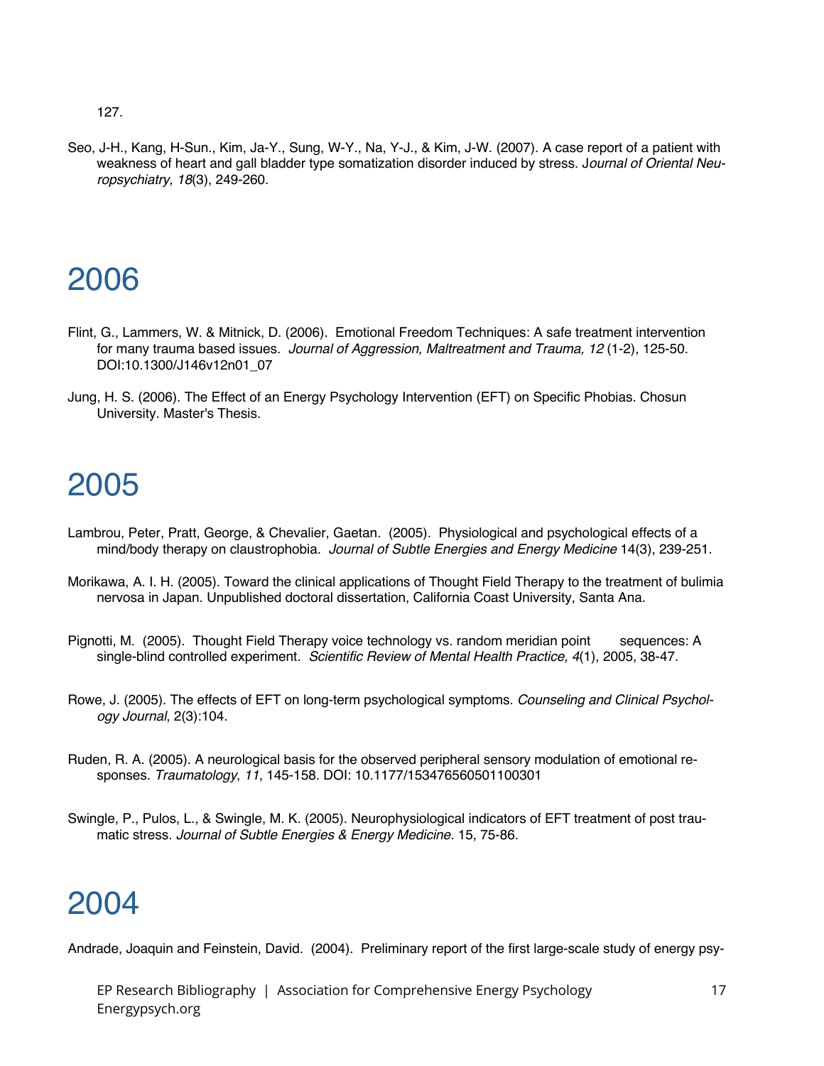127.

Seo, J-H., Kang, H-Sun., Kim, Ja-Y., Sung, W-Y., Na, Y-J., & Kim, J-W. (2007). A case report of a patient with weakness of heart and gall bladder type somatization disorder induced by stress. J*ournal of Oriental Neuropsychiatry, 18*(3), 249-260.

# 2006

Flint, G., Lammers, W. & Mitnick, D. (2006). Emotional Freedom Techniques: A safe treatment intervention for many trauma based issues. *Journal of Aggression, Maltreatment and Trauma, 12* (1-2), 125-50. DOI:10.1300/J146v12n01_07

Jung, H. S. (2006). The Effect of an Energy Psychology Intervention (EFT) on Specific Phobias. Chosun University. Master's Thesis.

# 2005

Lambrou, Peter, Pratt, George, & Chevalier, Gaetan. (2005). Physiological and psychological effects of a mind/body therapy on claustrophobia. *Journal of Subtle Energies and Energy Medicine* 14(3), 239-251.

Morikawa, A. I. H. (2005). Toward the clinical applications of Thought Field Therapy to the treatment of bulimia nervosa in Japan. Unpublished doctoral dissertation, California Coast University, Santa Ana.

Pignotti, M. (2005). Thought Field Therapy voice technology vs. random meridian point sequences: A single-blind controlled experiment. *Scientific Review of Mental Health Practice, 4*(1), 2005, 38-47.

Rowe, J. (2005). The effects of EFT on long-term psychological symptoms. *Counseling and Clinical Psychology Journal*, 2(3):104.

Ruden, R. A. (2005). A neurological basis for the observed peripheral sensory modulation of emotional responses. *Traumatology*, *11*, 145-158. DOI: 10.1177/153476560501100301

Swingle, P., Pulos, L., & Swingle, M. K. (2005). Neurophysiological indicators of EFT treatment of post traumatic stress. *Journal of Subtle Energies & Energy Medicine.* 15, 75-86.

# 2004

Andrade, Joaquin and Feinstein, David. (2004). Preliminary report of the first large-scale study of energy psy-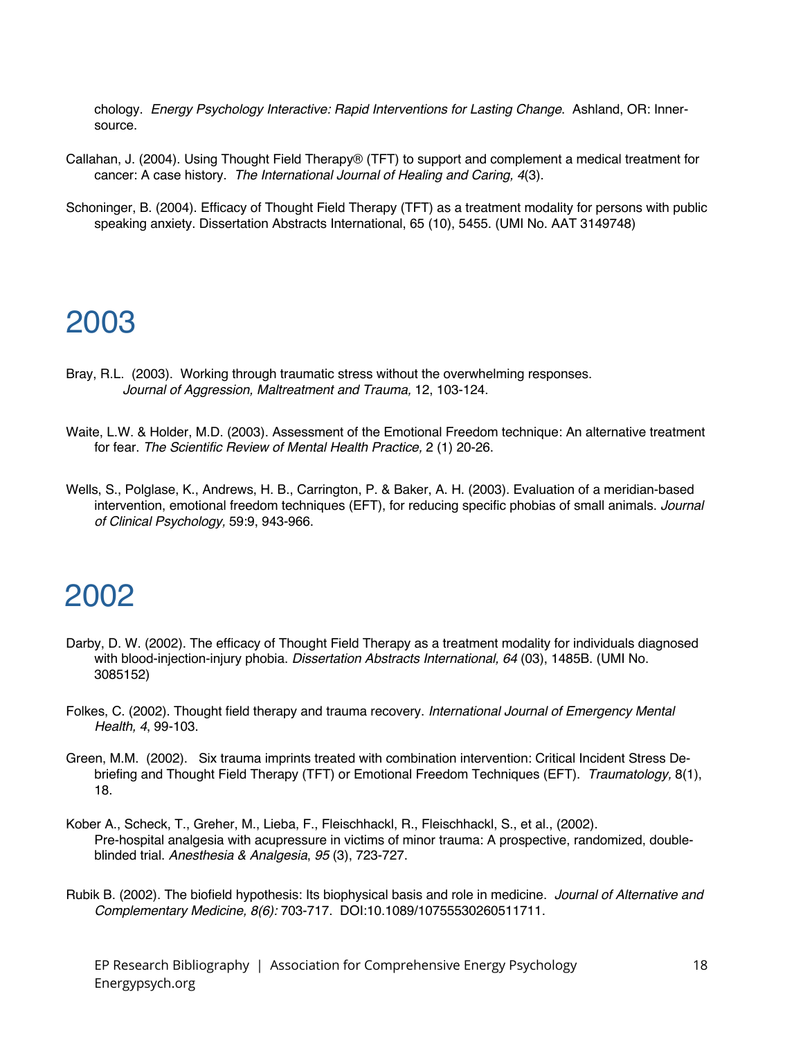chology. *Energy Psychology Interactive: Rapid Interventions for Lasting Change*. Ashland, OR: Innersource.

Callahan, J. (2004). Using Thought Field Therapy® (TFT) to support and complement a medical treatment for cancer: A case history. *The International Journal of Healing and Caring, 4*(3).

Schoninger, B. (2004). Efficacy of Thought Field Therapy (TFT) as a treatment modality for persons with public speaking anxiety. Dissertation Abstracts International, 65 (10), 5455. (UMI No. AAT 3149748)

# 2003

Bray, R.L. (2003). Working through traumatic stress without the overwhelming responses. *Journal of Aggression, Maltreatment and Trauma,* 12, 103-124.

Waite, L.W. & Holder, M.D. (2003). Assessment of the Emotional Freedom technique: An alternative treatment for fear. *The Scientific Review of Mental Health Practice,* 2 (1) 20-26.

Wells, S., Polglase, K., Andrews, H. B., Carrington, P. & Baker, A. H. (2003). Evaluation of a meridian-based intervention, emotional freedom techniques (EFT), for reducing specific phobias of small animals. *Journal of Clinical Psychology,* 59:9, 943-966.

# 2002

Darby, D. W. (2002). The efficacy of Thought Field Therapy as a treatment modality for individuals diagnosed with blood-injection-injury phobia. *Dissertation Abstracts International, 64* (03), 1485B. (UMI No. 3085152)

Folkes, C. (2002). Thought field therapy and trauma recovery. *International Journal of Emergency Mental Health, 4*, 99-103.

Green, M.M. (2002). Six trauma imprints treated with combination intervention: Critical Incident Stress Debriefing and Thought Field Therapy (TFT) or Emotional Freedom Techniques (EFT). *Traumatology,* 8(1), 18.

Kober A., Scheck, T., Greher, M., Lieba, F., Fleischhackl, R., Fleischhackl, S., et al., (2002). Pre-hospital analgesia with acupressure in victims of minor trauma: A prospective, randomized, double-blinded trial. *Anesthesia & Analgesia*, *95* (3), 723-727.

Rubik B. (2002). The biofield hypothesis: Its biophysical basis and role in medicine. *Journal of Alternative and Complementary Medicine, 8(6):* 703-717. DOI:10.1089/10755530260511711.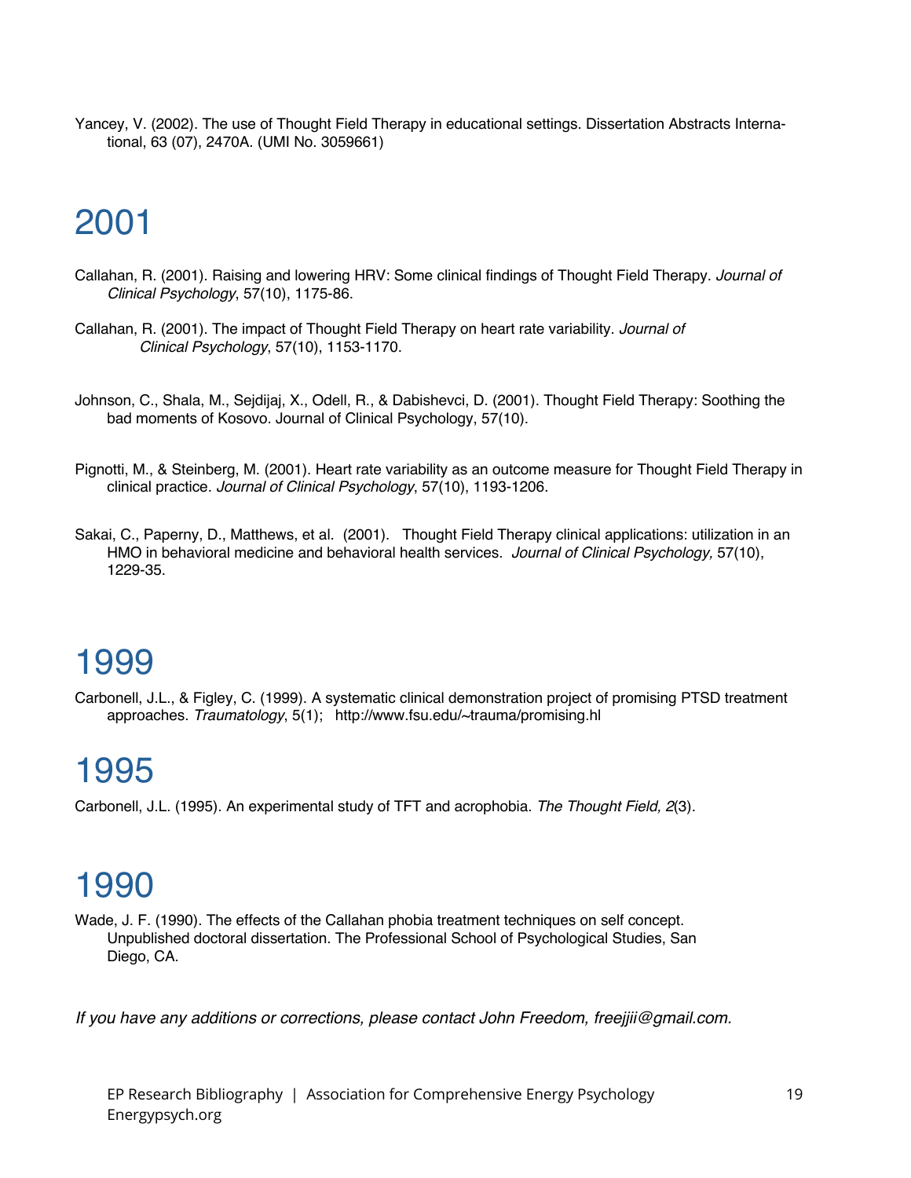Yancey, V. (2002). The use of Thought Field Therapy in educational settings. Dissertation Abstracts International, 63 (07), 2470A. (UMI No. 3059661)

# 2001

Callahan, R. (2001). Raising and lowering HRV: Some clinical findings of Thought Field Therapy. *Journal of Clinical Psychology*, 57(10), 1175-86.

Callahan, R. (2001). The impact of Thought Field Therapy on heart rate variability. *Journal of Clinical Psychology*, 57(10), 1153-1170.

Johnson, C., Shala, M., Sejdijaj, X., Odell, R., & Dabishevci, D. (2001). Thought Field Therapy: Soothing the bad moments of Kosovo. Journal of Clinical Psychology, 57(10).

Pignotti, M., & Steinberg, M. (2001). Heart rate variability as an outcome measure for Thought Field Therapy in clinical practice. *Journal of Clinical Psychology*, 57(10), 1193-1206.

Sakai, C., Paperny, D., Matthews, et al. (2001). Thought Field Therapy clinical applications: utilization in an HMO in behavioral medicine and behavioral health services. *Journal of Clinical Psychology,* 57(10), 1229-35.

# 1999

Carbonell, J.L., & Figley, C. (1999). A systematic clinical demonstration project of promising PTSD treatment approaches. *Traumatology*, 5(1); http://www.fsu.edu/~trauma/promising.hl

# 1995

Carbonell, J.L. (1995). An experimental study of TFT and acrophobia. *The Thought Field, 2*(3).

# 1990

Wade, J. F. (1990). The effects of the Callahan phobia treatment techniques on self concept. Unpublished doctoral dissertation. The Professional School of Psychological Studies, San Diego, CA.

*If you have any additions or corrections, please contact John Freedom, freejjii@gmail.com.*